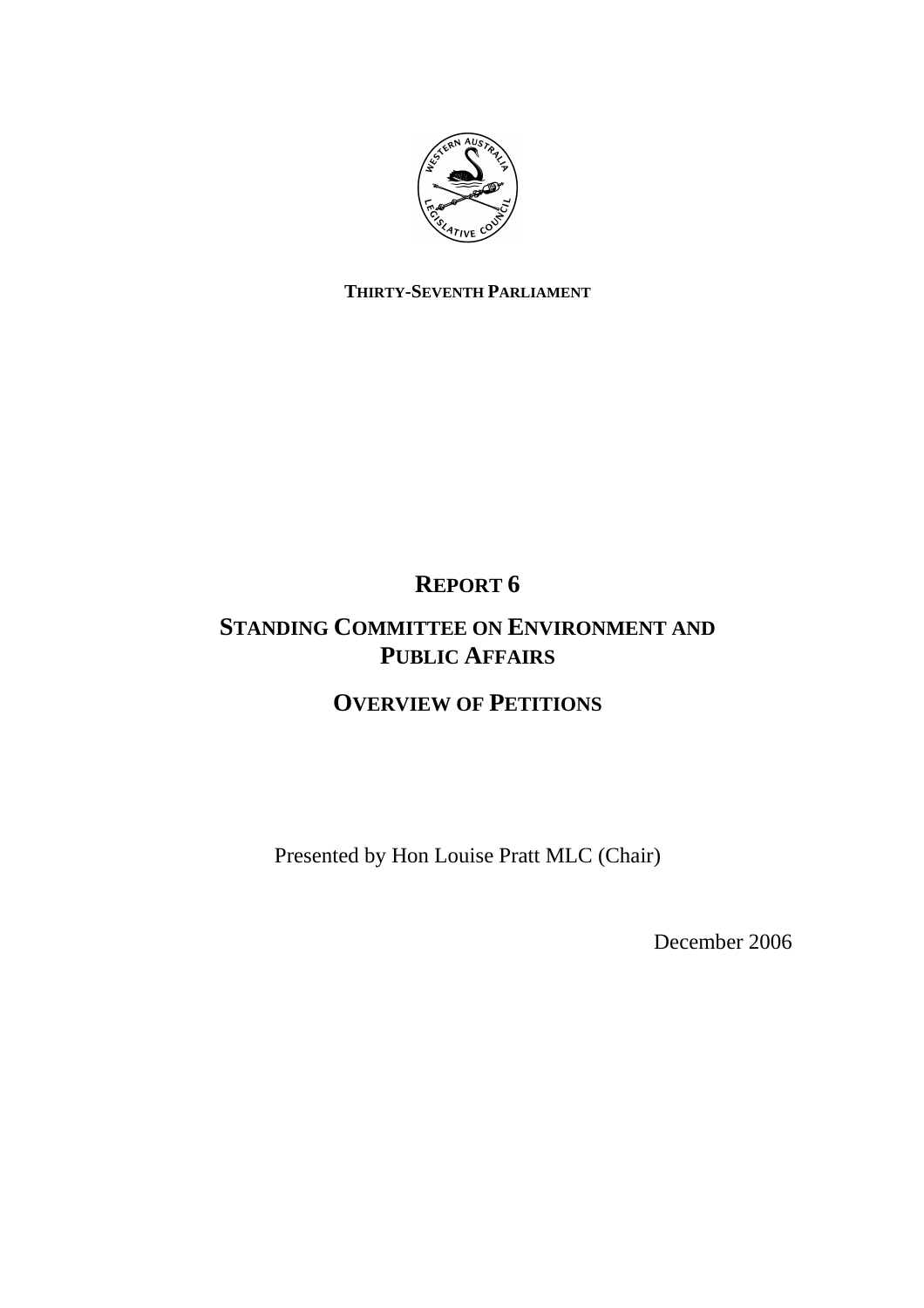**THIRTY-SEVENTH PARLIAMENT**

# REPORT 6

# STANDING COMMITTEE ON ENVIRONMENT AND PUBLIC AFFAIRS

# OVERVIEW OF PETITIONS

Presented by Hon Louise Pratt MLC (Chair)

December 2006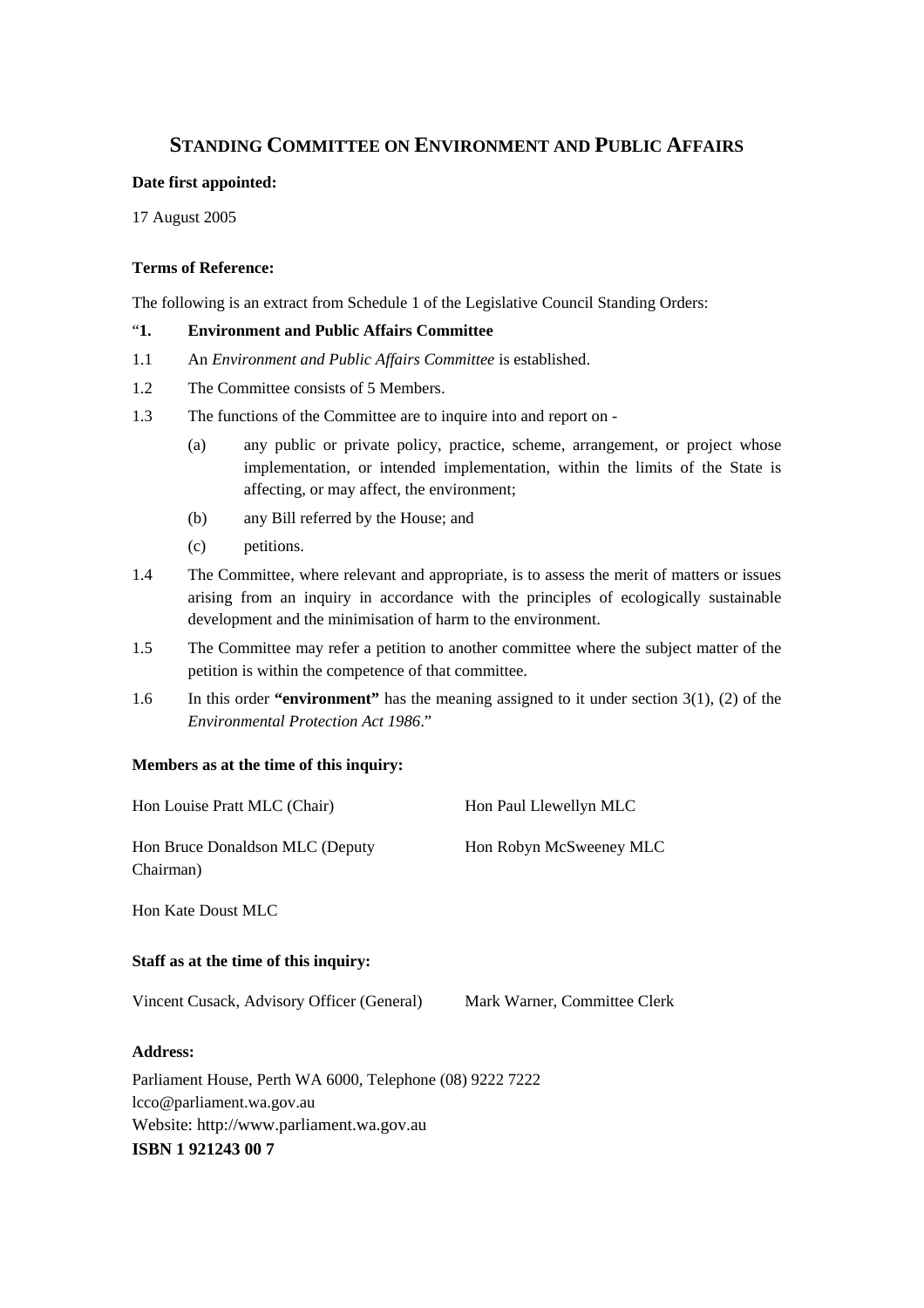## STANDING COMMITTEE ON ENVIRONMENT AND PUBLIC AFFAIRS

**Date first appointed:**

17 August 2005

**Terms of Reference:**

The following is an extract from Schedule 1 of the Legislative Council Standing Orders:

"**1. Environment and Public Affairs Committee**

1.1 An *Environment and Public Affairs Committee* is established.

1.2 The Committee consists of 5 Members.

1.3 The functions of the Committee are to inquire into and report on -

(a) any public or private policy, practice, scheme, arrangement, or project whose implementation, or intended implementation, within the limits of the State is affecting, or may affect, the environment;

(b) any Bill referred by the House; and

(c) petitions.

1.4 The Committee, where relevant and appropriate, is to assess the merit of matters or issues arising from an inquiry in accordance with the principles of ecologically sustainable development and the minimisation of harm to the environment.

1.5 The Committee may refer a petition to another committee where the subject matter of the petition is within the competence of that committee.

1.6 In this order **"environment"** has the meaning assigned to it under section 3(1), (2) of the *Environmental Protection Act 1986*."

**Members as at the time of this inquiry:**

Hon Louise Pratt MLC (Chair)

Hon Paul Llewellyn MLC

Hon Bruce Donaldson MLC (Deputy Chairman)

Hon Robyn McSweeney MLC

Hon Kate Doust MLC

**Staff as at the time of this inquiry:**

Vincent Cusack, Advisory Officer (General)

Mark Warner, Committee Clerk

**Address:**

Parliament House, Perth WA 6000, Telephone (08) 9222 7222
lcco@parliament.wa.gov.au
Website: http://www.parliament.wa.gov.au
**ISBN 1 921243 00 7**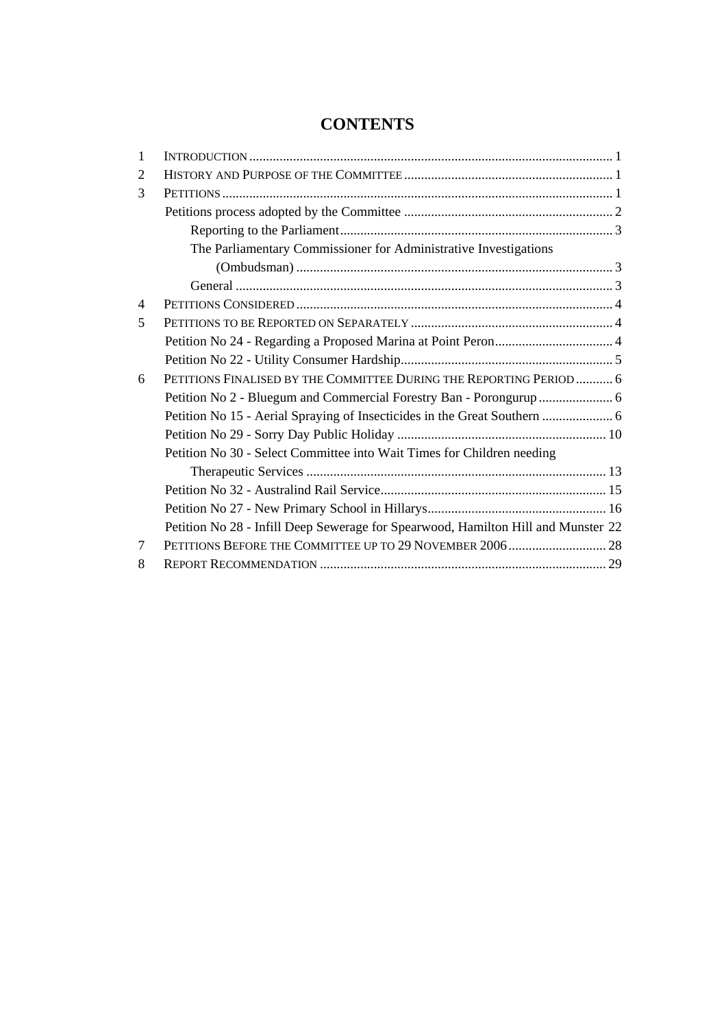# CONTENTS

| | | |
|---|---|---|
| 1 | INTRODUCTION | 1 |
| 2 | HISTORY AND PURPOSE OF THE COMMITTEE | 1 |
| 3 | PETITIONS | 1 |
| | Petitions process adopted by the Committee | 2 |
| | Reporting to the Parliament | 3 |
| | The Parliamentary Commissioner for Administrative Investigations (Ombudsman) | 3 |
| | General | 3 |
| 4 | PETITIONS CONSIDERED | 4 |
| 5 | PETITIONS TO BE REPORTED ON SEPARATELY | 4 |
| | Petition No 24 - Regarding a Proposed Marina at Point Peron | 4 |
| | Petition No 22 - Utility Consumer Hardship | 5 |
| 6 | PETITIONS FINALISED BY THE COMMITTEE DURING THE REPORTING PERIOD | 6 |
| | Petition No 2 - Bluegum and Commercial Forestry Ban - Porongurup | 6 |
| | Petition No 15 - Aerial Spraying of Insecticides in the Great Southern | 6 |
| | Petition No 29 - Sorry Day Public Holiday | 10 |
| | Petition No 30 - Select Committee into Wait Times for Children needing Therapeutic Services | 13 |
| | Petition No 32 - Australind Rail Service | 15 |
| | Petition No 27 - New Primary School in Hillarys | 16 |
| | Petition No 28 - Infill Deep Sewerage for Spearwood, Hamilton Hill and Munster | 22 |
| 7 | PETITIONS BEFORE THE COMMITTEE UP TO 29 NOVEMBER 2006 | 28 |
| 8 | REPORT RECOMMENDATION | 29 |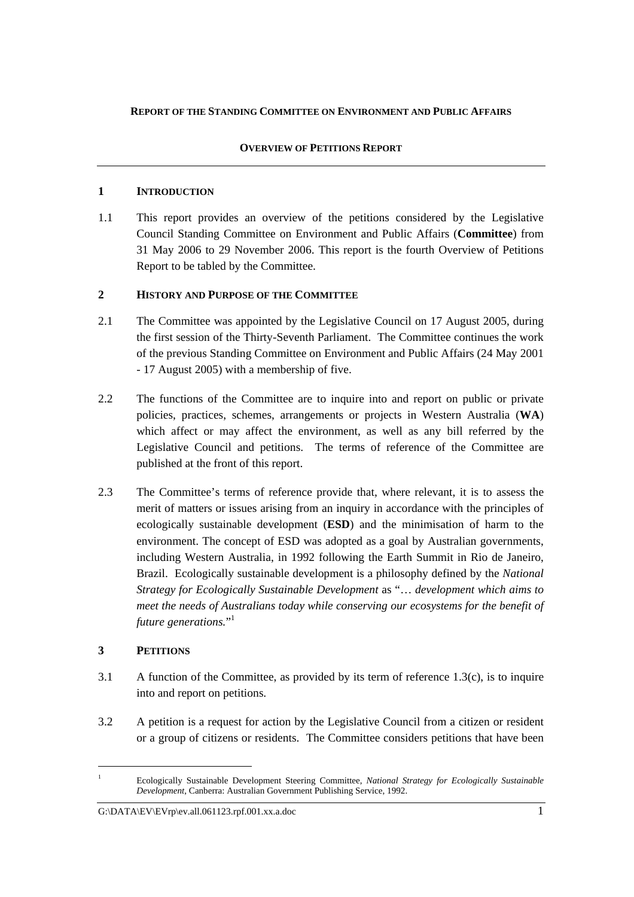**REPORT OF THE STANDING COMMITTEE ON ENVIRONMENT AND PUBLIC AFFAIRS**

**OVERVIEW OF PETITIONS REPORT**

## 1 INTRODUCTION

1.1 This report provides an overview of the petitions considered by the Legislative Council Standing Committee on Environment and Public Affairs (**Committee**) from 31 May 2006 to 29 November 2006. This report is the fourth Overview of Petitions Report to be tabled by the Committee.

## 2 HISTORY AND PURPOSE OF THE COMMITTEE

2.1 The Committee was appointed by the Legislative Council on 17 August 2005, during the first session of the Thirty-Seventh Parliament. The Committee continues the work of the previous Standing Committee on Environment and Public Affairs (24 May 2001 - 17 August 2005) with a membership of five.

2.2 The functions of the Committee are to inquire into and report on public or private policies, practices, schemes, arrangements or projects in Western Australia (**WA**) which affect or may affect the environment, as well as any bill referred by the Legislative Council and petitions. The terms of reference of the Committee are published at the front of this report.

2.3 The Committee's terms of reference provide that, where relevant, it is to assess the merit of matters or issues arising from an inquiry in accordance with the principles of ecologically sustainable development (**ESD**) and the minimisation of harm to the environment. The concept of ESD was adopted as a goal by Australian governments, including Western Australia, in 1992 following the Earth Summit in Rio de Janeiro, Brazil. Ecologically sustainable development is a philosophy defined by the *National Strategy for Ecologically Sustainable Development* as "*… development which aims to meet the needs of Australians today while conserving our ecosystems for the benefit of future generations.*"[1]

## 3 PETITIONS

3.1 A function of the Committee, as provided by its term of reference 1.3(c), is to inquire into and report on petitions.

3.2 A petition is a request for action by the Legislative Council from a citizen or resident or a group of citizens or residents. The Committee considers petitions that have been

---

[1] Ecologically Sustainable Development Steering Committee, *National Strategy for Ecologically Sustainable Development*, Canberra: Australian Government Publishing Service, 1992.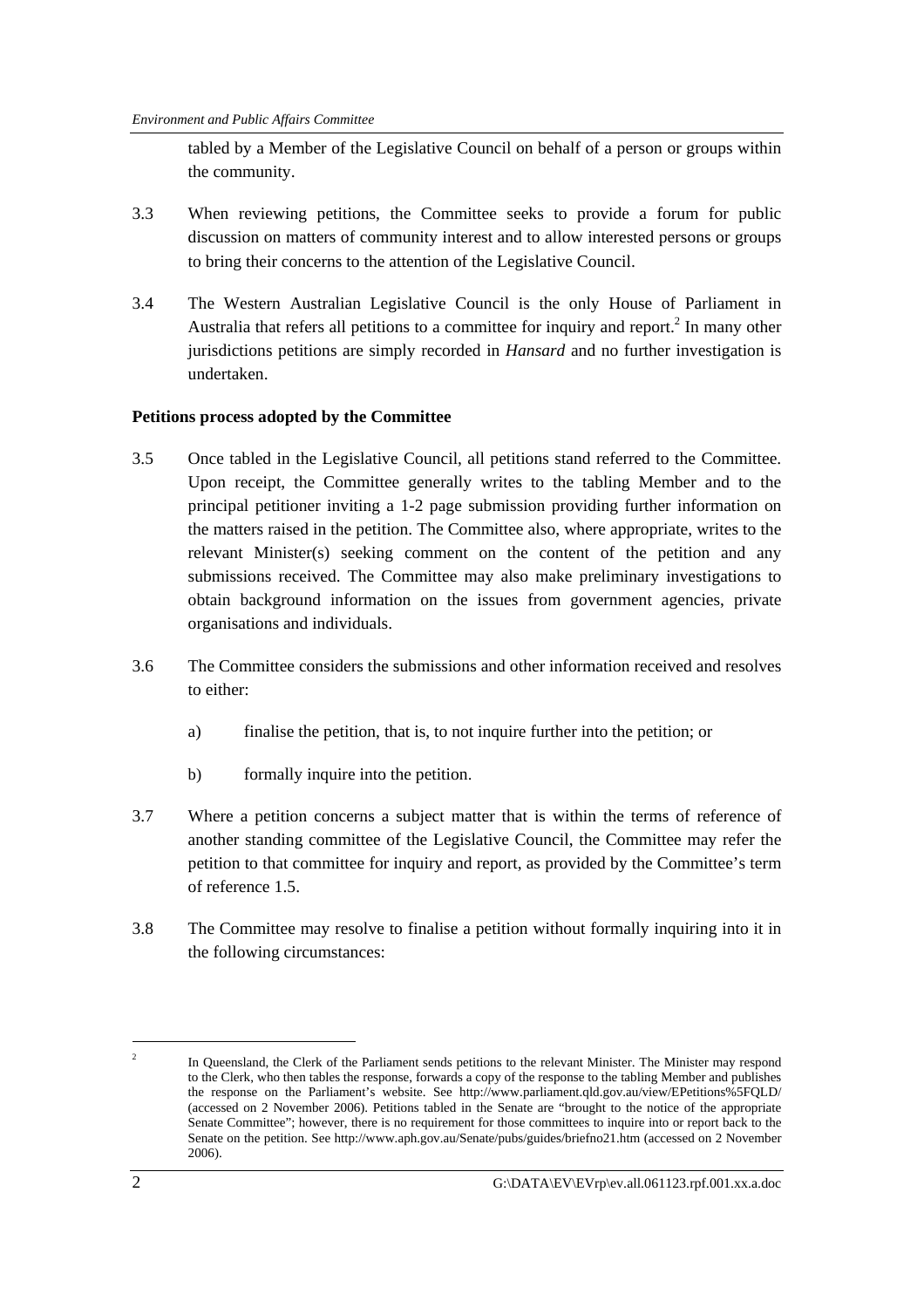tabled by a Member of the Legislative Council on behalf of a person or groups within the community.

3.3 When reviewing petitions, the Committee seeks to provide a forum for public discussion on matters of community interest and to allow interested persons or groups to bring their concerns to the attention of the Legislative Council.

3.4 The Western Australian Legislative Council is the only House of Parliament in Australia that refers all petitions to a committee for inquiry and report.[2] In many other jurisdictions petitions are simply recorded in *Hansard* and no further investigation is undertaken.

**Petitions process adopted by the Committee**

3.5 Once tabled in the Legislative Council, all petitions stand referred to the Committee. Upon receipt, the Committee generally writes to the tabling Member and to the principal petitioner inviting a 1-2 page submission providing further information on the matters raised in the petition. The Committee also, where appropriate, writes to the relevant Minister(s) seeking comment on the content of the petition and any submissions received. The Committee may also make preliminary investigations to obtain background information on the issues from government agencies, private organisations and individuals.

3.6 The Committee considers the submissions and other information received and resolves to either:

a) finalise the petition, that is, to not inquire further into the petition; or

b) formally inquire into the petition.

3.7 Where a petition concerns a subject matter that is within the terms of reference of another standing committee of the Legislative Council, the Committee may refer the petition to that committee for inquiry and report, as provided by the Committee's term of reference 1.5.

3.8 The Committee may resolve to finalise a petition without formally inquiring into it in the following circumstances:

---

[2] In Queensland, the Clerk of the Parliament sends petitions to the relevant Minister. The Minister may respond to the Clerk, who then tables the response, forwards a copy of the response to the tabling Member and publishes the response on the Parliament's website. See http://www.parliament.qld.gov.au/view/EPetitions%5FQLD/ (accessed on 2 November 2006). Petitions tabled in the Senate are "brought to the notice of the appropriate Senate Committee"; however, there is no requirement for those committees to inquire into or report back to the Senate on the petition. See http://www.aph.gov.au/Senate/pubs/guides/briefno21.htm (accessed on 2 November 2006).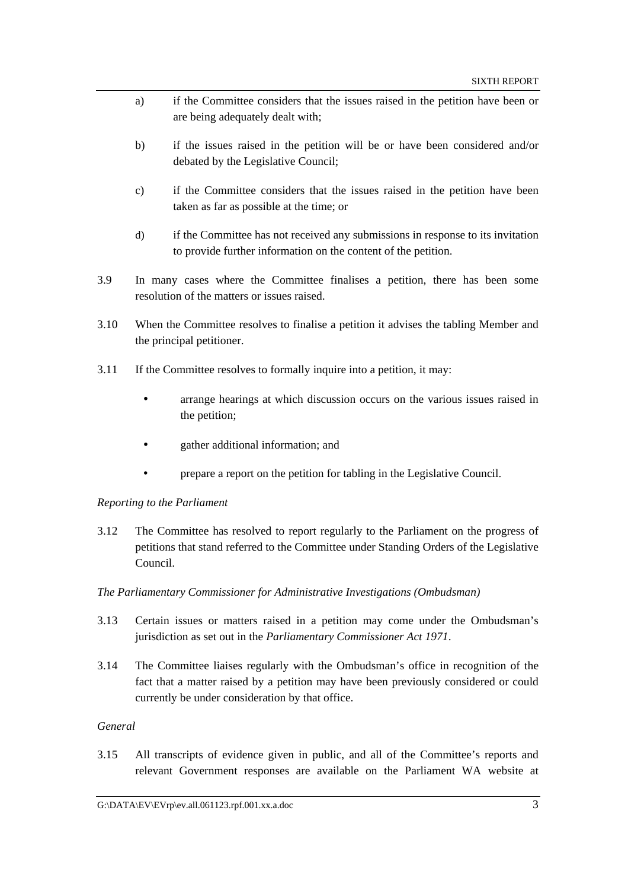a) if the Committee considers that the issues raised in the petition have been or are being adequately dealt with;

b) if the issues raised in the petition will be or have been considered and/or debated by the Legislative Council;

c) if the Committee considers that the issues raised in the petition have been taken as far as possible at the time; or

d) if the Committee has not received any submissions in response to its invitation to provide further information on the content of the petition.

3.9 In many cases where the Committee finalises a petition, there has been some resolution of the matters or issues raised.

3.10 When the Committee resolves to finalise a petition it advises the tabling Member and the principal petitioner.

3.11 If the Committee resolves to formally inquire into a petition, it may:

- arrange hearings at which discussion occurs on the various issues raised in the petition;
- gather additional information; and
- prepare a report on the petition for tabling in the Legislative Council.

*Reporting to the Parliament*

3.12 The Committee has resolved to report regularly to the Parliament on the progress of petitions that stand referred to the Committee under Standing Orders of the Legislative Council.

*The Parliamentary Commissioner for Administrative Investigations (Ombudsman)*

3.13 Certain issues or matters raised in a petition may come under the Ombudsman's jurisdiction as set out in the *Parliamentary Commissioner Act 1971*.

3.14 The Committee liaises regularly with the Ombudsman's office in recognition of the fact that a matter raised by a petition may have been previously considered or could currently be under consideration by that office.

*General*

3.15 All transcripts of evidence given in public, and all of the Committee's reports and relevant Government responses are available on the Parliament WA website at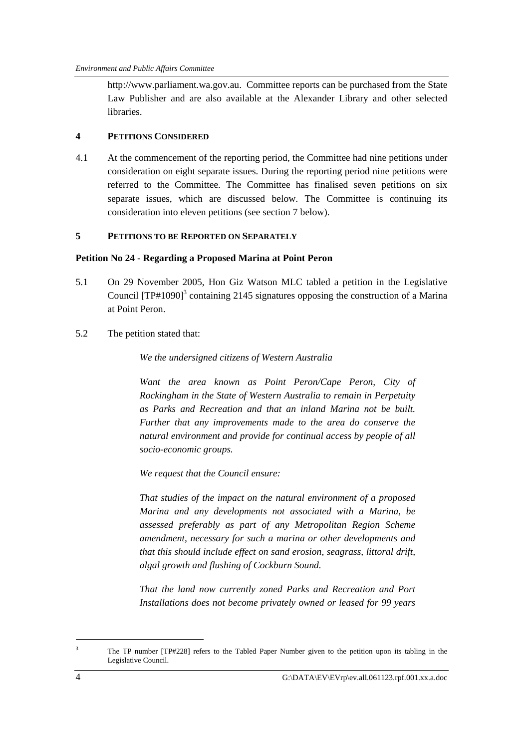http://www.parliament.wa.gov.au. Committee reports can be purchased from the State Law Publisher and are also available at the Alexander Library and other selected libraries.

## 4 PETITIONS CONSIDERED

4.1 At the commencement of the reporting period, the Committee had nine petitions under consideration on eight separate issues. During the reporting period nine petitions were referred to the Committee. The Committee has finalised seven petitions on six separate issues, which are discussed below. The Committee is continuing its consideration into eleven petitions (see section 7 below).

## 5 PETITIONS TO BE REPORTED ON SEPARATELY

### Petition No 24 - Regarding a Proposed Marina at Point Peron

5.1 On 29 November 2005, Hon Giz Watson MLC tabled a petition in the Legislative Council [TP#1090][3] containing 2145 signatures opposing the construction of a Marina at Point Peron.

5.2 The petition stated that:

> *We the undersigned citizens of Western Australia*
>
> *Want the area known as Point Peron/Cape Peron, City of Rockingham in the State of Western Australia to remain in Perpetuity as Parks and Recreation and that an inland Marina not be built. Further that any improvements made to the area do conserve the natural environment and provide for continual access by people of all socio-economic groups.*
>
> *We request that the Council ensure:*
>
> *That studies of the impact on the natural environment of a proposed Marina and any developments not associated with a Marina, be assessed preferably as part of any Metropolitan Region Scheme amendment, necessary for such a marina or other developments and that this should include effect on sand erosion, seagrass, littoral drift, algal growth and flushing of Cockburn Sound.*
>
> *That the land now currently zoned Parks and Recreation and Port Installations does not become privately owned or leased for 99 years*

---

[3] The TP number [TP#228] refers to the Tabled Paper Number given to the petition upon its tabling in the Legislative Council.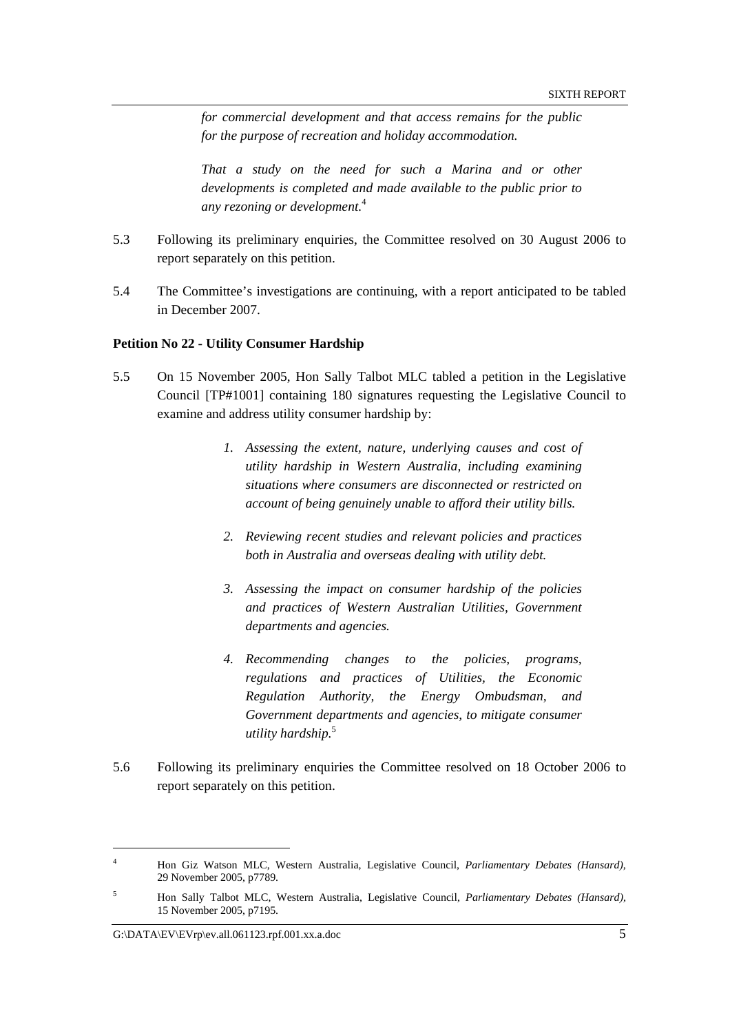> *for commercial development and that access remains for the public for the purpose of recreation and holiday accommodation.*
>
> *That a study on the need for such a Marina and or other developments is completed and made available to the public prior to any rezoning or development.*[4]

5.3 Following its preliminary enquiries, the Committee resolved on 30 August 2006 to report separately on this petition.

5.4 The Committee's investigations are continuing, with a report anticipated to be tabled in December 2007.

**Petition No 22 - Utility Consumer Hardship**

5.5 On 15 November 2005, Hon Sally Talbot MLC tabled a petition in the Legislative Council [TP#1001] containing 180 signatures requesting the Legislative Council to examine and address utility consumer hardship by:

> 1. *Assessing the extent, nature, underlying causes and cost of utility hardship in Western Australia, including examining situations where consumers are disconnected or restricted on account of being genuinely unable to afford their utility bills.*
> 2. *Reviewing recent studies and relevant policies and practices both in Australia and overseas dealing with utility debt.*
> 3. *Assessing the impact on consumer hardship of the policies and practices of Western Australian Utilities, Government departments and agencies.*
> 4. *Recommending changes to the policies, programs, regulations and practices of Utilities, the Economic Regulation Authority, the Energy Ombudsman, and Government departments and agencies, to mitigate consumer utility hardship.*[5]

5.6 Following its preliminary enquiries the Committee resolved on 18 October 2006 to report separately on this petition.

---

[4] Hon Giz Watson MLC, Western Australia, Legislative Council, *Parliamentary Debates (Hansard)*, 29 November 2005, p7789.

[5] Hon Sally Talbot MLC, Western Australia, Legislative Council, *Parliamentary Debates (Hansard)*, 15 November 2005, p7195.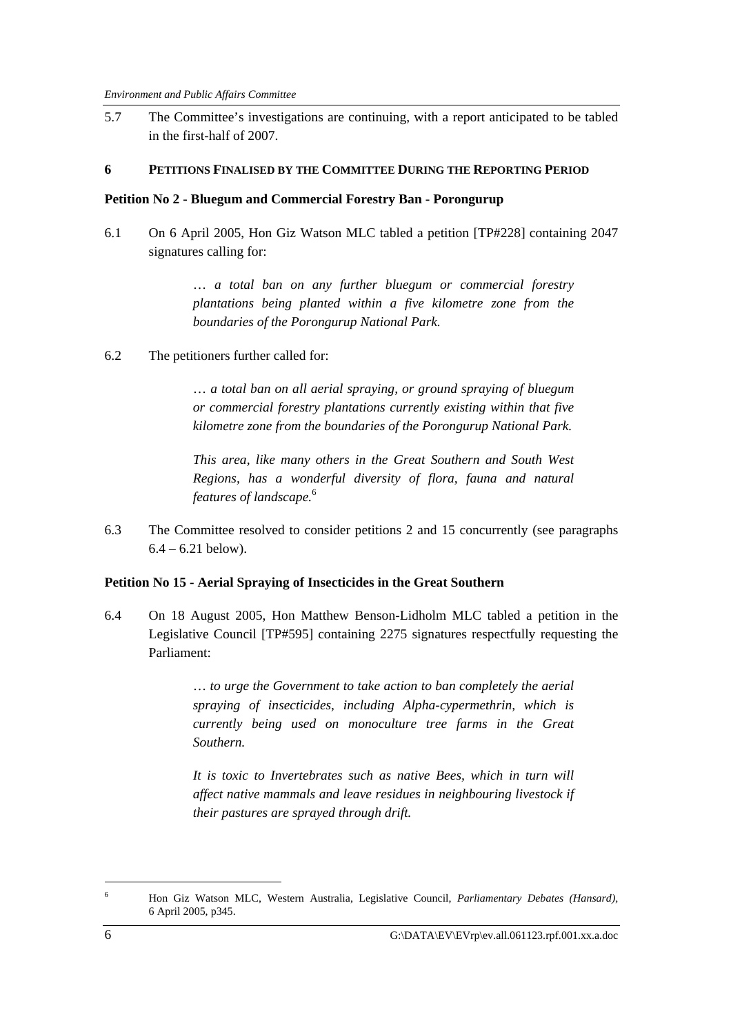5.7 The Committee's investigations are continuing, with a report anticipated to be tabled in the first-half of 2007.

## 6 PETITIONS FINALISED BY THE COMMITTEE DURING THE REPORTING PERIOD

**Petition No 2 - Bluegum and Commercial Forestry Ban - Porongurup**

6.1 On 6 April 2005, Hon Giz Watson MLC tabled a petition [TP#228] containing 2047 signatures calling for:

> *… a total ban on any further bluegum or commercial forestry plantations being planted within a five kilometre zone from the boundaries of the Porongurup National Park.*

6.2 The petitioners further called for:

> *… a total ban on all aerial spraying, or ground spraying of bluegum or commercial forestry plantations currently existing within that five kilometre zone from the boundaries of the Porongurup National Park.*
>
> *This area, like many others in the Great Southern and South West Regions, has a wonderful diversity of flora, fauna and natural features of landscape.*[6]

6.3 The Committee resolved to consider petitions 2 and 15 concurrently (see paragraphs 6.4 – 6.21 below).

**Petition No 15 - Aerial Spraying of Insecticides in the Great Southern**

6.4 On 18 August 2005, Hon Matthew Benson-Lidholm MLC tabled a petition in the Legislative Council [TP#595] containing 2275 signatures respectfully requesting the Parliament:

> *… to urge the Government to take action to ban completely the aerial spraying of insecticides, including Alpha-cypermethrin, which is currently being used on monoculture tree farms in the Great Southern.*
>
> *It is toxic to Invertebrates such as native Bees, which in turn will affect native mammals and leave residues in neighbouring livestock if their pastures are sprayed through drift.*

---

[6] Hon Giz Watson MLC, Western Australia, Legislative Council, *Parliamentary Debates (Hansard)*, 6 April 2005, p345.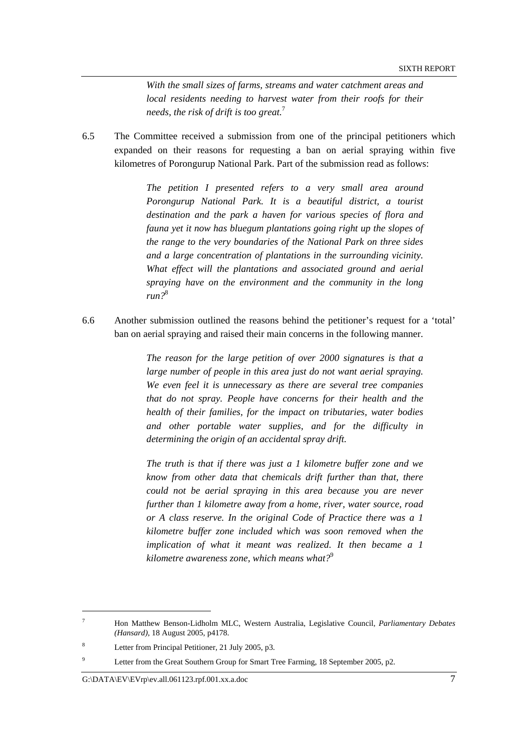> *With the small sizes of farms, streams and water catchment areas and local residents needing to harvest water from their roofs for their needs, the risk of drift is too great.*[7]

6.5 The Committee received a submission from one of the principal petitioners which expanded on their reasons for requesting a ban on aerial spraying within five kilometres of Porongurup National Park. Part of the submission read as follows:

> *The petition I presented refers to a very small area around Porongurup National Park. It is a beautiful district, a tourist destination and the park a haven for various species of flora and fauna yet it now has bluegum plantations going right up the slopes of the range to the very boundaries of the National Park on three sides and a large concentration of plantations in the surrounding vicinity. What effect will the plantations and associated ground and aerial spraying have on the environment and the community in the long run?*[8]

6.6 Another submission outlined the reasons behind the petitioner's request for a 'total' ban on aerial spraying and raised their main concerns in the following manner.

> *The reason for the large petition of over 2000 signatures is that a large number of people in this area just do not want aerial spraying. We even feel it is unnecessary as there are several tree companies that do not spray. People have concerns for their health and the health of their families, for the impact on tributaries, water bodies and other portable water supplies, and for the difficulty in determining the origin of an accidental spray drift.*
>
> *The truth is that if there was just a 1 kilometre buffer zone and we know from other data that chemicals drift further than that, there could not be aerial spraying in this area because you are never further than 1 kilometre away from a home, river, water source, road or A class reserve. In the original Code of Practice there was a 1 kilometre buffer zone included which was soon removed when the implication of what it meant was realized. It then became a 1 kilometre awareness zone, which means what?*[9]

---

[7] Hon Matthew Benson-Lidholm MLC, Western Australia, Legislative Council, *Parliamentary Debates (Hansard)*, 18 August 2005, p4178.

[8] Letter from Principal Petitioner, 21 July 2005, p3.

[9] Letter from the Great Southern Group for Smart Tree Farming, 18 September 2005, p2.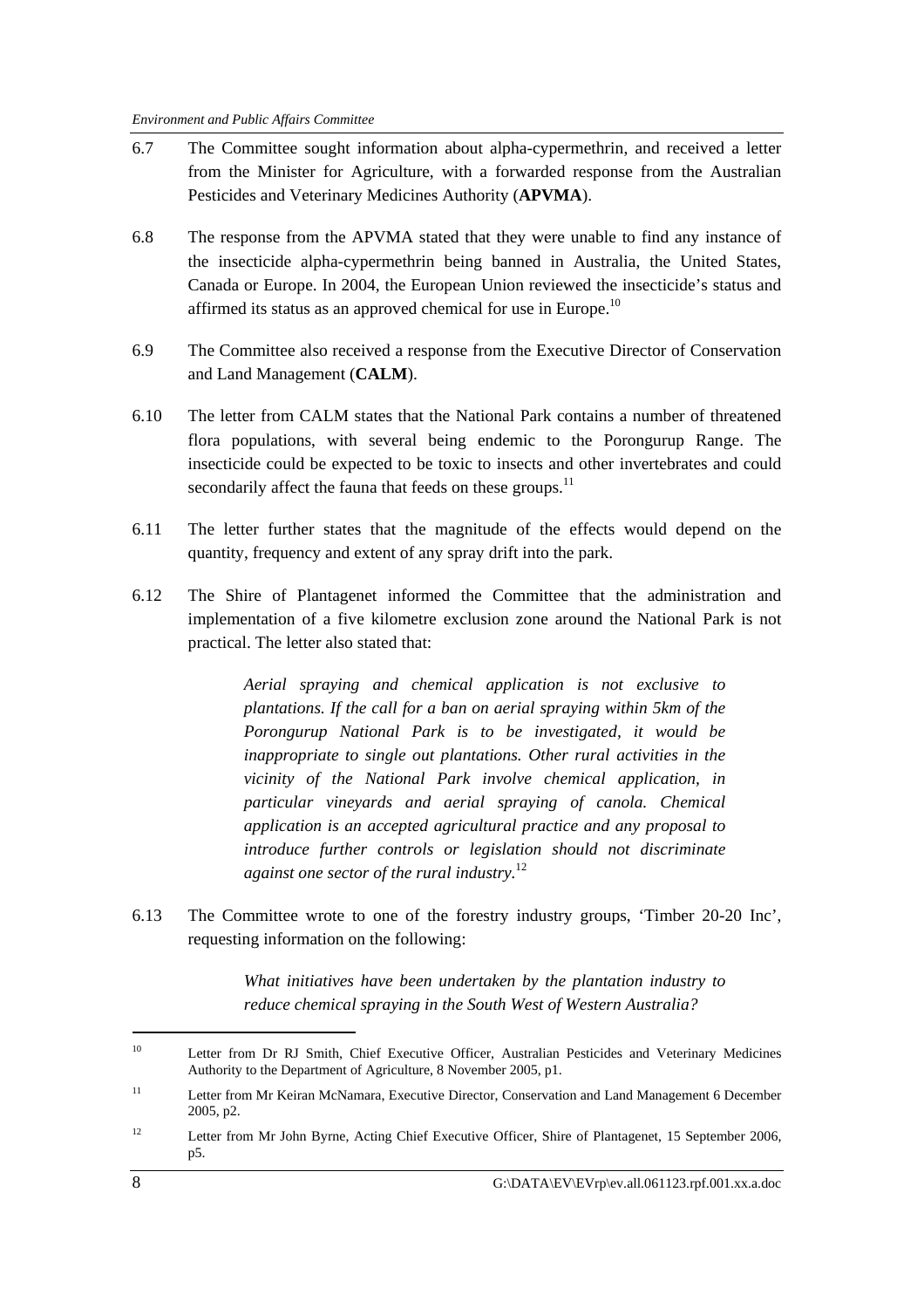6.7 The Committee sought information about alpha-cypermethrin, and received a letter from the Minister for Agriculture, with a forwarded response from the Australian Pesticides and Veterinary Medicines Authority (**APVMA**).

6.8 The response from the APVMA stated that they were unable to find any instance of the insecticide alpha-cypermethrin being banned in Australia, the United States, Canada or Europe. In 2004, the European Union reviewed the insecticide's status and affirmed its status as an approved chemical for use in Europe.[10]

6.9 The Committee also received a response from the Executive Director of Conservation and Land Management (**CALM**).

6.10 The letter from CALM states that the National Park contains a number of threatened flora populations, with several being endemic to the Porongurup Range. The insecticide could be expected to be toxic to insects and other invertebrates and could secondarily affect the fauna that feeds on these groups.[11]

6.11 The letter further states that the magnitude of the effects would depend on the quantity, frequency and extent of any spray drift into the park.

6.12 The Shire of Plantagenet informed the Committee that the administration and implementation of a five kilometre exclusion zone around the National Park is not practical. The letter also stated that:

> *Aerial spraying and chemical application is not exclusive to plantations. If the call for a ban on aerial spraying within 5km of the Porongurup National Park is to be investigated, it would be inappropriate to single out plantations. Other rural activities in the vicinity of the National Park involve chemical application, in particular vineyards and aerial spraying of canola. Chemical application is an accepted agricultural practice and any proposal to introduce further controls or legislation should not discriminate against one sector of the rural industry.*[12]

6.13 The Committee wrote to one of the forestry industry groups, 'Timber 20-20 Inc', requesting information on the following:

> *What initiatives have been undertaken by the plantation industry to reduce chemical spraying in the South West of Western Australia?*

---

[10] Letter from Dr RJ Smith, Chief Executive Officer, Australian Pesticides and Veterinary Medicines Authority to the Department of Agriculture, 8 November 2005, p1.

[11] Letter from Mr Keiran McNamara, Executive Director, Conservation and Land Management 6 December 2005, p2.

[12] Letter from Mr John Byrne, Acting Chief Executive Officer, Shire of Plantagenet, 15 September 2006, p5.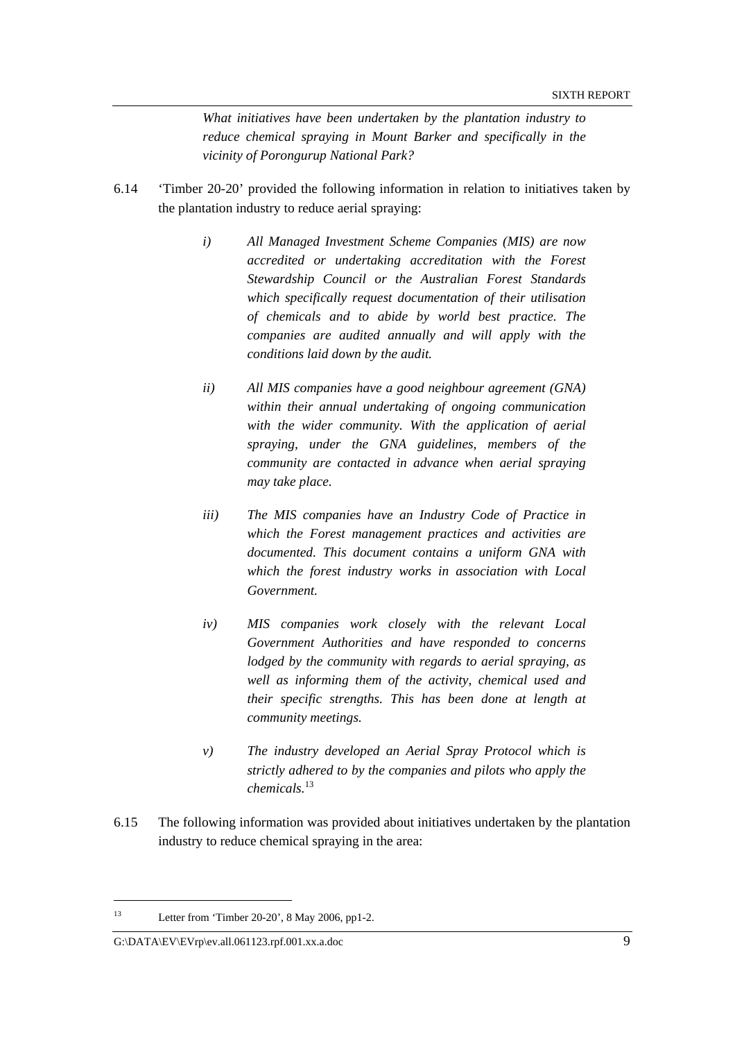*What initiatives have been undertaken by the plantation industry to reduce chemical spraying in Mount Barker and specifically in the vicinity of Porongurup National Park?*

6.14 'Timber 20-20' provided the following information in relation to initiatives taken by the plantation industry to reduce aerial spraying:

> *i) All Managed Investment Scheme Companies (MIS) are now accredited or undertaking accreditation with the Forest Stewardship Council or the Australian Forest Standards which specifically request documentation of their utilisation of chemicals and to abide by world best practice. The companies are audited annually and will apply with the conditions laid down by the audit.*
>
> *ii) All MIS companies have a good neighbour agreement (GNA) within their annual undertaking of ongoing communication with the wider community. With the application of aerial spraying, under the GNA guidelines, members of the community are contacted in advance when aerial spraying may take place.*
>
> *iii) The MIS companies have an Industry Code of Practice in which the Forest management practices and activities are documented. This document contains a uniform GNA with which the forest industry works in association with Local Government.*
>
> *iv) MIS companies work closely with the relevant Local Government Authorities and have responded to concerns lodged by the community with regards to aerial spraying, as well as informing them of the activity, chemical used and their specific strengths. This has been done at length at community meetings.*
>
> *v) The industry developed an Aerial Spray Protocol which is strictly adhered to by the companies and pilots who apply the chemicals.*[13]

6.15 The following information was provided about initiatives undertaken by the plantation industry to reduce chemical spraying in the area:

---

[13] Letter from 'Timber 20-20', 8 May 2006, pp1-2.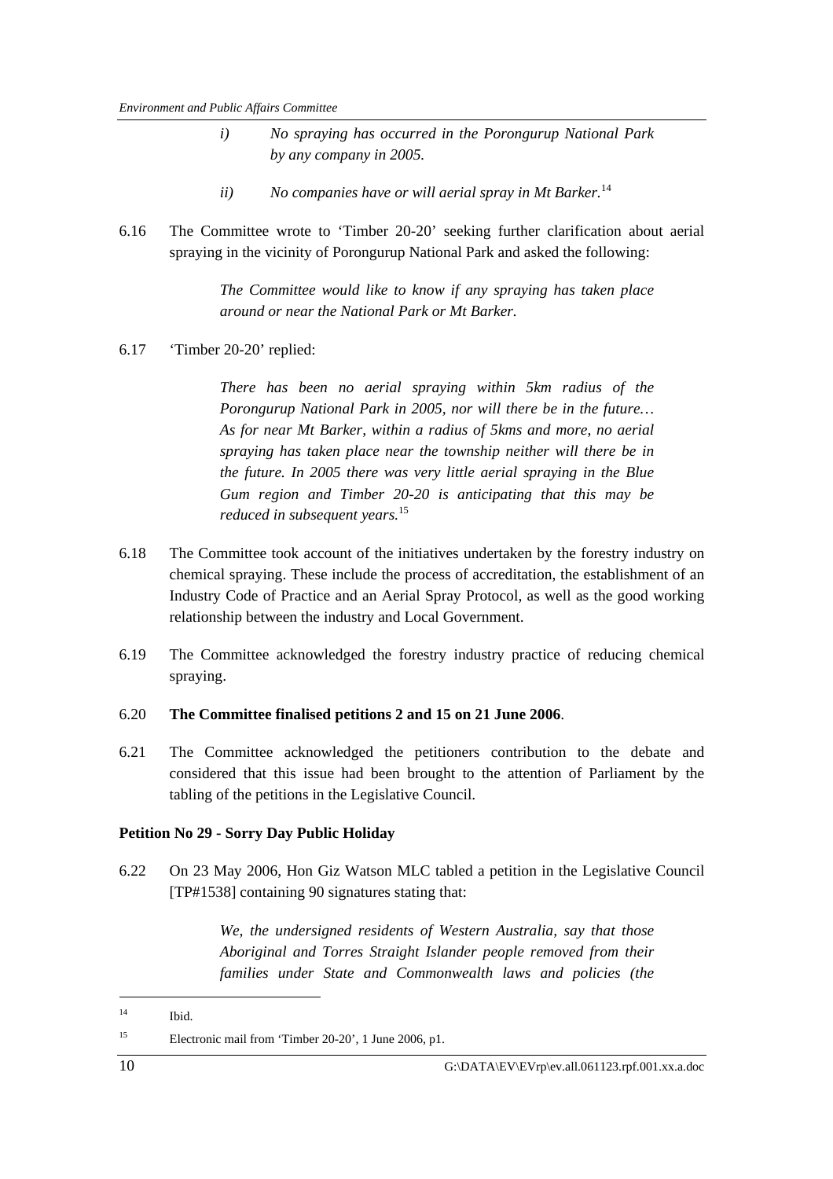> *i) No spraying has occurred in the Porongurup National Park by any company in 2005.*
>
> *ii) No companies have or will aerial spray in Mt Barker.*[14]

6.16 The Committee wrote to 'Timber 20-20' seeking further clarification about aerial spraying in the vicinity of Porongurup National Park and asked the following:

> *The Committee would like to know if any spraying has taken place around or near the National Park or Mt Barker.*

6.17 'Timber 20-20' replied:

> *There has been no aerial spraying within 5km radius of the Porongurup National Park in 2005, nor will there be in the future… As for near Mt Barker, within a radius of 5kms and more, no aerial spraying has taken place near the township neither will there be in the future. In 2005 there was very little aerial spraying in the Blue Gum region and Timber 20-20 is anticipating that this may be reduced in subsequent years.*[15]

6.18 The Committee took account of the initiatives undertaken by the forestry industry on chemical spraying. These include the process of accreditation, the establishment of an Industry Code of Practice and an Aerial Spray Protocol, as well as the good working relationship between the industry and Local Government.

6.19 The Committee acknowledged the forestry industry practice of reducing chemical spraying.

6.20 **The Committee finalised petitions 2 and 15 on 21 June 2006**.

6.21 The Committee acknowledged the petitioners contribution to the debate and considered that this issue had been brought to the attention of Parliament by the tabling of the petitions in the Legislative Council.

**Petition No 29 - Sorry Day Public Holiday**

6.22 On 23 May 2006, Hon Giz Watson MLC tabled a petition in the Legislative Council [TP#1538] containing 90 signatures stating that:

> *We, the undersigned residents of Western Australia, say that those Aboriginal and Torres Straight Islander people removed from their families under State and Commonwealth laws and policies (the*

---

[14] Ibid.

[15] Electronic mail from 'Timber 20-20', 1 June 2006, p1.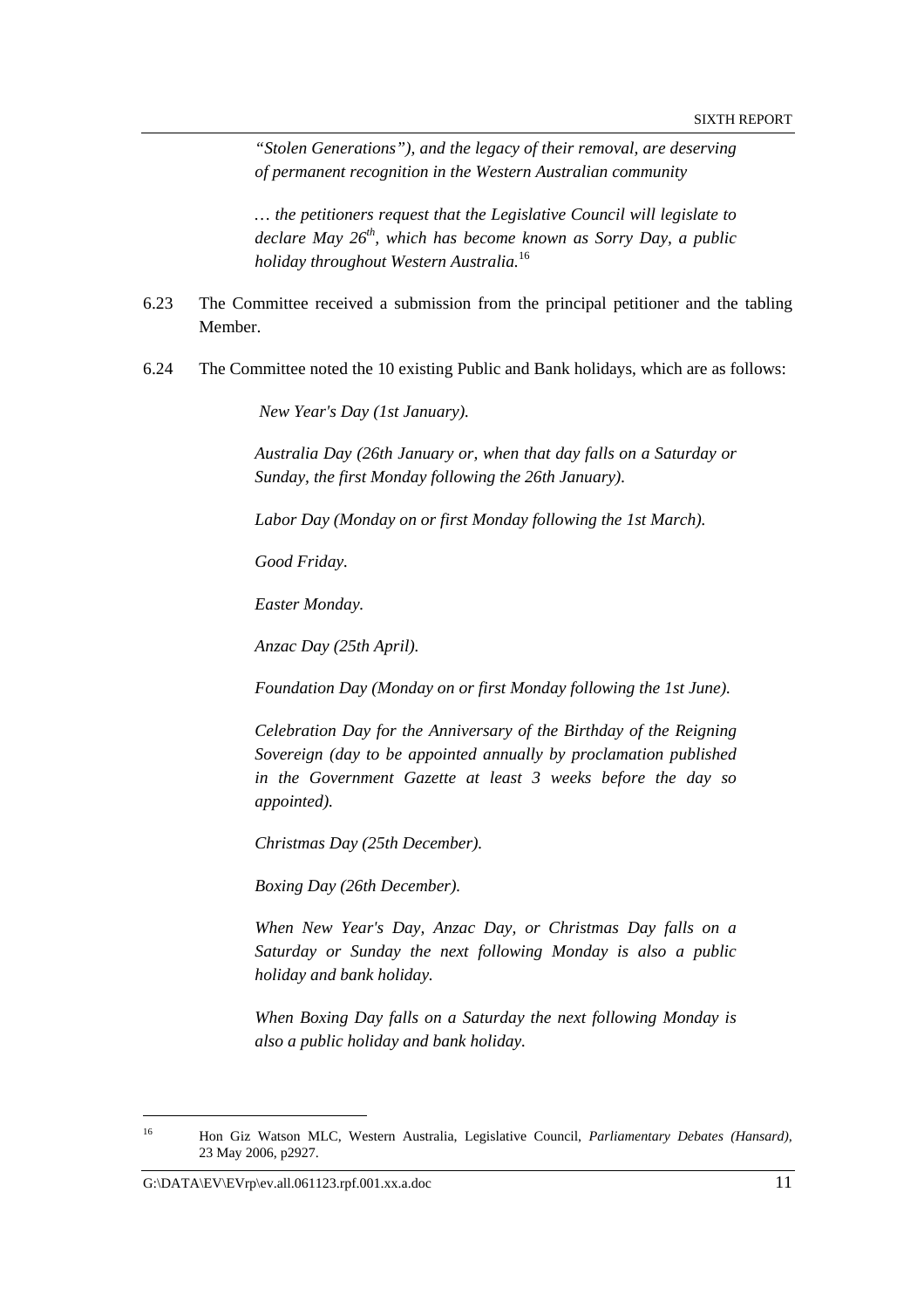> *"Stolen Generations"), and the legacy of their removal, are deserving of permanent recognition in the Western Australian community*
>
> *… the petitioners request that the Legislative Council will legislate to declare May 26th, which has become known as Sorry Day, a public holiday throughout Western Australia.*[16]

6.23 The Committee received a submission from the principal petitioner and the tabling Member.

6.24 The Committee noted the 10 existing Public and Bank holidays, which are as follows:

> *New Year's Day (1st January).*
>
> *Australia Day (26th January or, when that day falls on a Saturday or Sunday, the first Monday following the 26th January).*
>
> *Labor Day (Monday on or first Monday following the 1st March).*
>
> *Good Friday.*
>
> *Easter Monday.*
>
> *Anzac Day (25th April).*
>
> *Foundation Day (Monday on or first Monday following the 1st June).*
>
> *Celebration Day for the Anniversary of the Birthday of the Reigning Sovereign (day to be appointed annually by proclamation published in the Government Gazette at least 3 weeks before the day so appointed).*
>
> *Christmas Day (25th December).*
>
> *Boxing Day (26th December).*
>
> *When New Year's Day, Anzac Day, or Christmas Day falls on a Saturday or Sunday the next following Monday is also a public holiday and bank holiday.*
>
> *When Boxing Day falls on a Saturday the next following Monday is also a public holiday and bank holiday.*

---

[16] Hon Giz Watson MLC, Western Australia, Legislative Council, *Parliamentary Debates (Hansard),* 23 May 2006, p2927.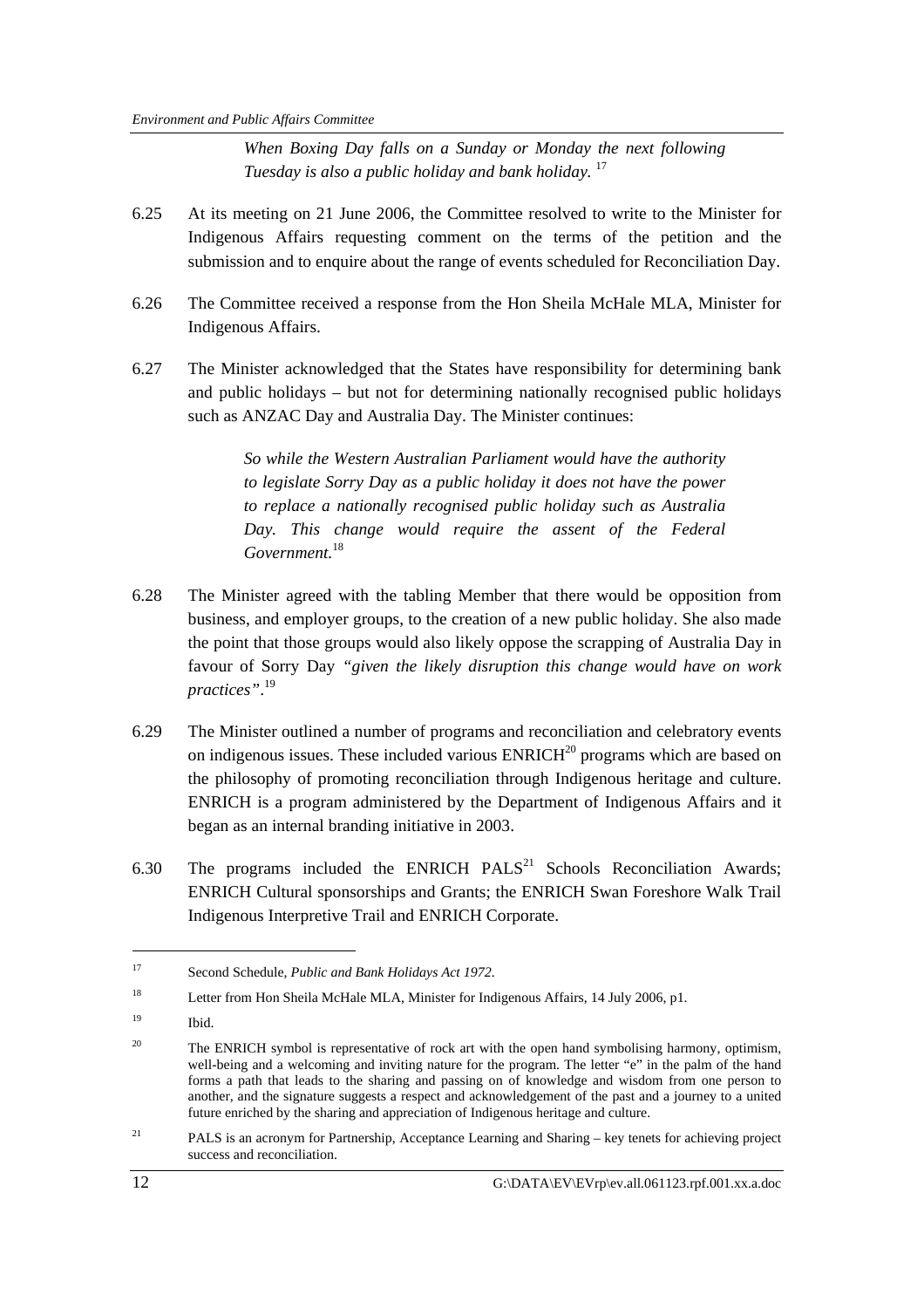*When Boxing Day falls on a Sunday or Monday the next following Tuesday is also a public holiday and bank holiday.* [17]

6.25 At its meeting on 21 June 2006, the Committee resolved to write to the Minister for Indigenous Affairs requesting comment on the terms of the petition and the submission and to enquire about the range of events scheduled for Reconciliation Day.

6.26 The Committee received a response from the Hon Sheila McHale MLA, Minister for Indigenous Affairs.

6.27 The Minister acknowledged that the States have responsibility for determining bank and public holidays – but not for determining nationally recognised public holidays such as ANZAC Day and Australia Day. The Minister continues:

> *So while the Western Australian Parliament would have the authority to legislate Sorry Day as a public holiday it does not have the power to replace a nationally recognised public holiday such as Australia Day. This change would require the assent of the Federal Government.* [18]

6.28 The Minister agreed with the tabling Member that there would be opposition from business, and employer groups, to the creation of a new public holiday. She also made the point that those groups would also likely oppose the scrapping of Australia Day in favour of Sorry Day *"given the likely disruption this change would have on work practices"*.[19]

6.29 The Minister outlined a number of programs and reconciliation and celebratory events on indigenous issues. These included various ENRICH[20] programs which are based on the philosophy of promoting reconciliation through Indigenous heritage and culture. ENRICH is a program administered by the Department of Indigenous Affairs and it began as an internal branding initiative in 2003.

6.30 The programs included the ENRICH PALS[21] Schools Reconciliation Awards; ENRICH Cultural sponsorships and Grants; the ENRICH Swan Foreshore Walk Trail Indigenous Interpretive Trail and ENRICH Corporate.

---

[17] Second Schedule, *Public and Bank Holidays Act 1972*.

[18] Letter from Hon Sheila McHale MLA, Minister for Indigenous Affairs, 14 July 2006, p1.

[19] Ibid.

[20] The ENRICH symbol is representative of rock art with the open hand symbolising harmony, optimism, well-being and a welcoming and inviting nature for the program. The letter "e" in the palm of the hand forms a path that leads to the sharing and passing on of knowledge and wisdom from one person to another, and the signature suggests a respect and acknowledgement of the past and a journey to a united future enriched by the sharing and appreciation of Indigenous heritage and culture.

[21] PALS is an acronym for Partnership, Acceptance Learning and Sharing – key tenets for achieving project success and reconciliation.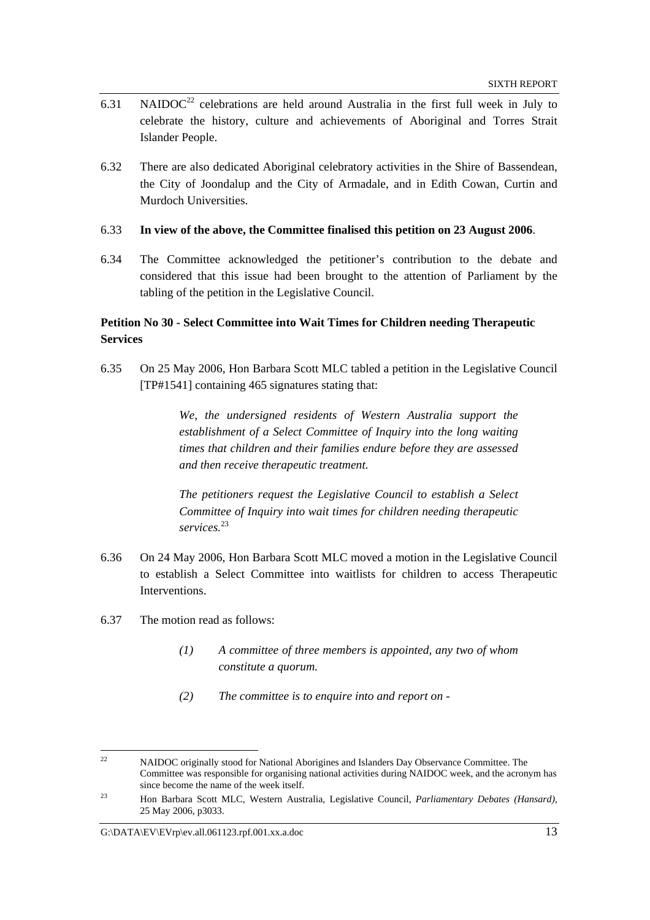6.31 NAIDOC[22] celebrations are held around Australia in the first full week in July to celebrate the history, culture and achievements of Aboriginal and Torres Strait Islander People.

6.32 There are also dedicated Aboriginal celebratory activities in the Shire of Bassendean, the City of Joondalup and the City of Armadale, and in Edith Cowan, Curtin and Murdoch Universities.

6.33 **In view of the above, the Committee finalised this petition on 23 August 2006**.

6.34 The Committee acknowledged the petitioner's contribution to the debate and considered that this issue had been brought to the attention of Parliament by the tabling of the petition in the Legislative Council.

**Petition No 30 - Select Committee into Wait Times for Children needing Therapeutic Services**

6.35 On 25 May 2006, Hon Barbara Scott MLC tabled a petition in the Legislative Council [TP#1541] containing 465 signatures stating that:

> *We, the undersigned residents of Western Australia support the establishment of a Select Committee of Inquiry into the long waiting times that children and their families endure before they are assessed and then receive therapeutic treatment.*
>
> *The petitioners request the Legislative Council to establish a Select Committee of Inquiry into wait times for children needing therapeutic services.*[23]

6.36 On 24 May 2006, Hon Barbara Scott MLC moved a motion in the Legislative Council to establish a Select Committee into waitlists for children to access Therapeutic Interventions.

6.37 The motion read as follows:

> *(1) A committee of three members is appointed, any two of whom constitute a quorum.*
>
> *(2) The committee is to enquire into and report on -*

---

[22] NAIDOC originally stood for National Aborigines and Islanders Day Observance Committee. The Committee was responsible for organising national activities during NAIDOC week, and the acronym has since become the name of the week itself.

[23] Hon Barbara Scott MLC, Western Australia, Legislative Council, *Parliamentary Debates (Hansard)*, 25 May 2006, p3033.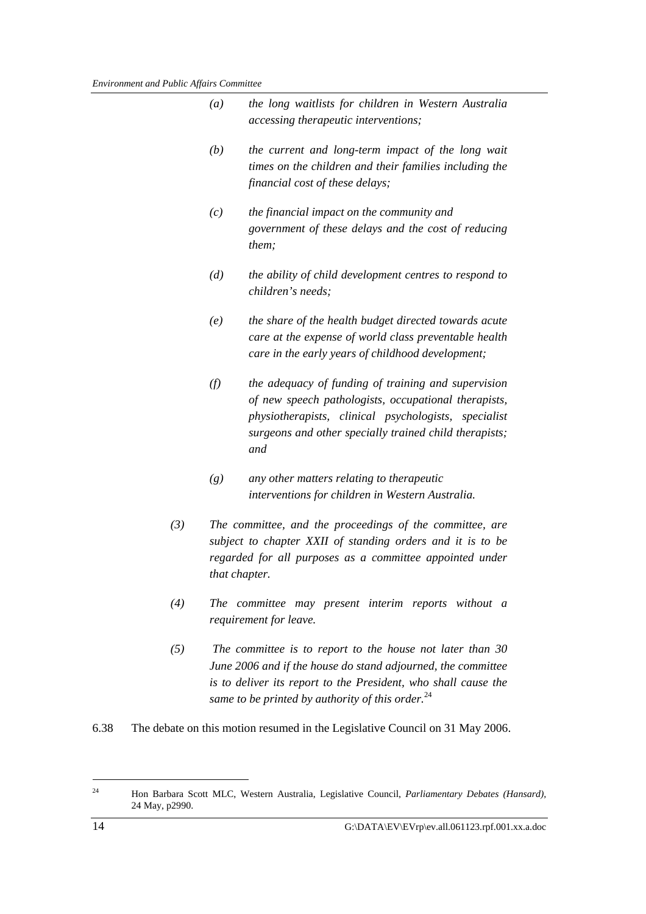*(a) the long waitlists for children in Western Australia accessing therapeutic interventions;*

*(b) the current and long-term impact of the long wait times on the children and their families including the financial cost of these delays;*

*(c) the financial impact on the community and government of these delays and the cost of reducing them;*

*(d) the ability of child development centres to respond to children's needs;*

*(e) the share of the health budget directed towards acute care at the expense of world class preventable health care in the early years of childhood development;*

*(f) the adequacy of funding of training and supervision of new speech pathologists, occupational therapists, physiotherapists, clinical psychologists, specialist surgeons and other specially trained child therapists; and*

*(g) any other matters relating to therapeutic interventions for children in Western Australia.*

*(3) The committee, and the proceedings of the committee, are subject to chapter XXII of standing orders and it is to be regarded for all purposes as a committee appointed under that chapter.*

*(4) The committee may present interim reports without a requirement for leave.*

*(5) The committee is to report to the house not later than 30 June 2006 and if the house do stand adjourned, the committee is to deliver its report to the President, who shall cause the same to be printed by authority of this order.*[24]

6.38 The debate on this motion resumed in the Legislative Council on 31 May 2006.

---

[24] Hon Barbara Scott MLC, Western Australia, Legislative Council, *Parliamentary Debates (Hansard)*, 24 May, p2990.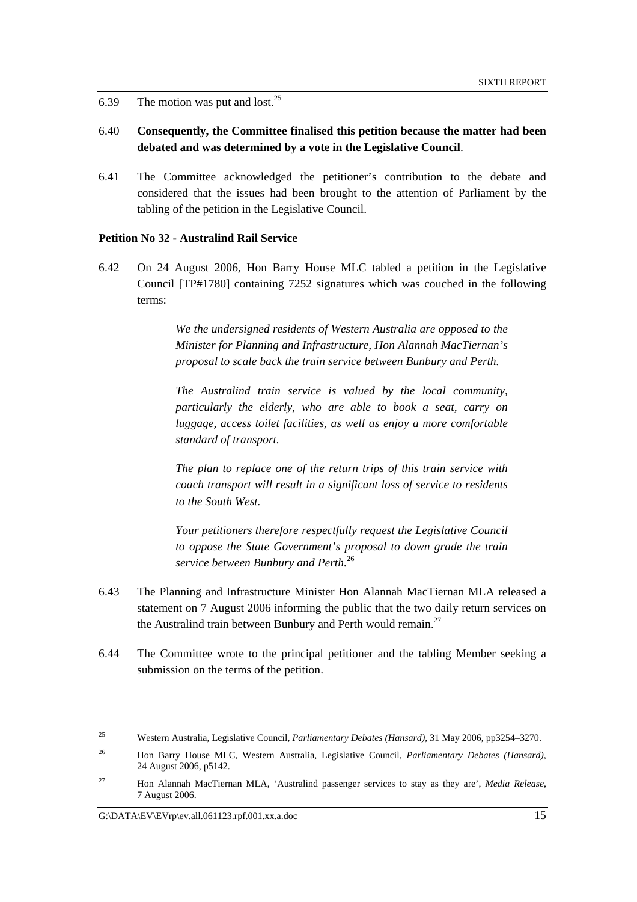6.39 The motion was put and lost.[25]

6.40 **Consequently, the Committee finalised this petition because the matter had been debated and was determined by a vote in the Legislative Council**.

6.41 The Committee acknowledged the petitioner's contribution to the debate and considered that the issues had been brought to the attention of Parliament by the tabling of the petition in the Legislative Council.

**Petition No 32 - Australind Rail Service**

6.42 On 24 August 2006, Hon Barry House MLC tabled a petition in the Legislative Council [TP#1780] containing 7252 signatures which was couched in the following terms:

> *We the undersigned residents of Western Australia are opposed to the Minister for Planning and Infrastructure, Hon Alannah MacTiernan's proposal to scale back the train service between Bunbury and Perth.*
>
> *The Australind train service is valued by the local community, particularly the elderly, who are able to book a seat, carry on luggage, access toilet facilities, as well as enjoy a more comfortable standard of transport.*
>
> *The plan to replace one of the return trips of this train service with coach transport will result in a significant loss of service to residents to the South West.*
>
> *Your petitioners therefore respectfully request the Legislative Council to oppose the State Government's proposal to down grade the train service between Bunbury and Perth.*[26]

6.43 The Planning and Infrastructure Minister Hon Alannah MacTiernan MLA released a statement on 7 August 2006 informing the public that the two daily return services on the Australind train between Bunbury and Perth would remain.[27]

6.44 The Committee wrote to the principal petitioner and the tabling Member seeking a submission on the terms of the petition.

---

[25] Western Australia, Legislative Council, *Parliamentary Debates (Hansard)*, 31 May 2006, pp3254–3270.

[26] Hon Barry House MLC, Western Australia, Legislative Council, *Parliamentary Debates (Hansard)*, 24 August 2006, p5142.

[27] Hon Alannah MacTiernan MLA, 'Australind passenger services to stay as they are', *Media Release*, 7 August 2006.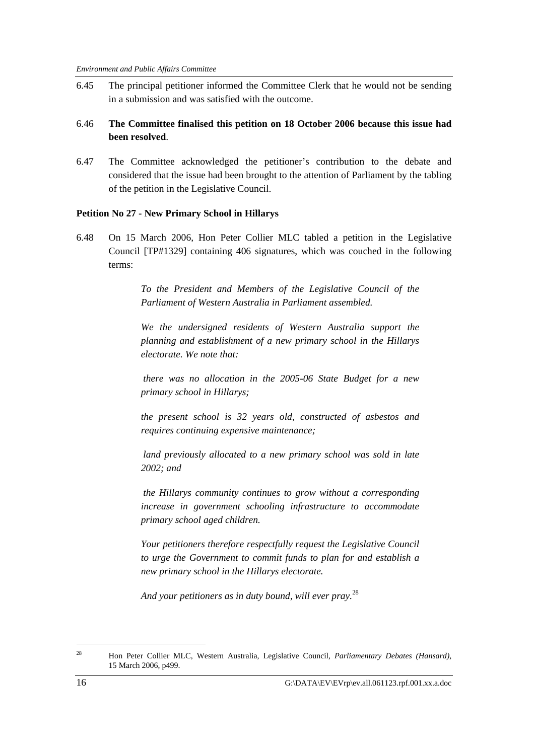6.45 The principal petitioner informed the Committee Clerk that he would not be sending in a submission and was satisfied with the outcome.

6.46 **The Committee finalised this petition on 18 October 2006 because this issue had been resolved**.

6.47 The Committee acknowledged the petitioner's contribution to the debate and considered that the issue had been brought to the attention of Parliament by the tabling of the petition in the Legislative Council.

**Petition No 27 - New Primary School in Hillarys**

6.48 On 15 March 2006, Hon Peter Collier MLC tabled a petition in the Legislative Council [TP#1329] containing 406 signatures, which was couched in the following terms:

> *To the President and Members of the Legislative Council of the Parliament of Western Australia in Parliament assembled.*
>
> *We the undersigned residents of Western Australia support the planning and establishment of a new primary school in the Hillarys electorate. We note that:*
>
> *there was no allocation in the 2005-06 State Budget for a new primary school in Hillarys;*
>
> *the present school is 32 years old, constructed of asbestos and requires continuing expensive maintenance;*
>
> *land previously allocated to a new primary school was sold in late 2002; and*
>
> *the Hillarys community continues to grow without a corresponding increase in government schooling infrastructure to accommodate primary school aged children.*
>
> *Your petitioners therefore respectfully request the Legislative Council to urge the Government to commit funds to plan for and establish a new primary school in the Hillarys electorate.*
>
> *And your petitioners as in duty bound, will ever pray.*[28]

---

[28] Hon Peter Collier MLC, Western Australia, Legislative Council, *Parliamentary Debates (Hansard)*, 15 March 2006, p499.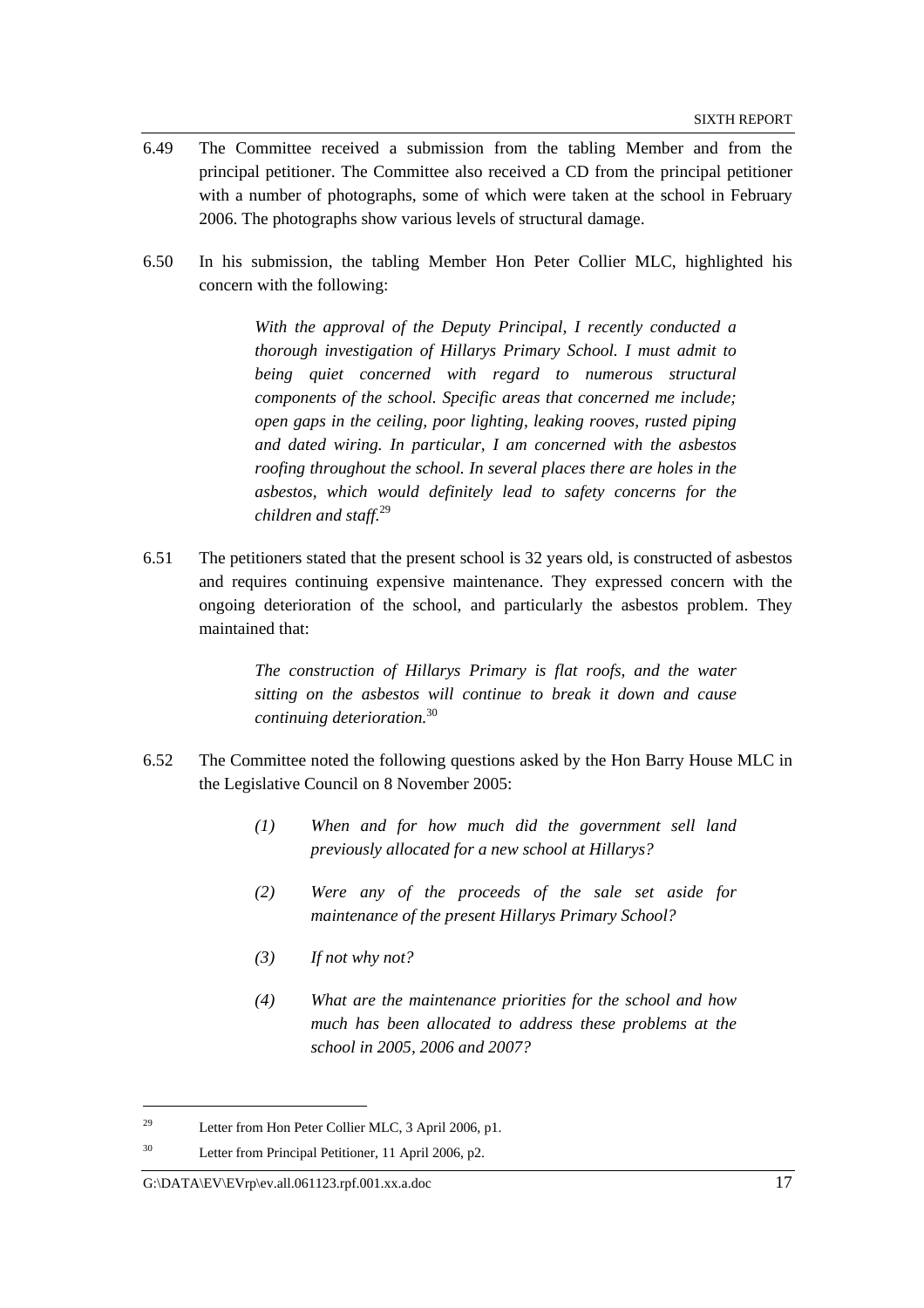6.49 The Committee received a submission from the tabling Member and from the principal petitioner. The Committee also received a CD from the principal petitioner with a number of photographs, some of which were taken at the school in February 2006. The photographs show various levels of structural damage.

6.50 In his submission, the tabling Member Hon Peter Collier MLC, highlighted his concern with the following:

> *With the approval of the Deputy Principal, I recently conducted a thorough investigation of Hillarys Primary School. I must admit to being quiet concerned with regard to numerous structural components of the school. Specific areas that concerned me include; open gaps in the ceiling, poor lighting, leaking rooves, rusted piping and dated wiring. In particular, I am concerned with the asbestos roofing throughout the school. In several places there are holes in the asbestos, which would definitely lead to safety concerns for the children and staff.*[29]

6.51 The petitioners stated that the present school is 32 years old, is constructed of asbestos and requires continuing expensive maintenance. They expressed concern with the ongoing deterioration of the school, and particularly the asbestos problem. They maintained that:

> *The construction of Hillarys Primary is flat roofs, and the water sitting on the asbestos will continue to break it down and cause continuing deterioration.*[30]

6.52 The Committee noted the following questions asked by the Hon Barry House MLC in the Legislative Council on 8 November 2005:

> *(1) When and for how much did the government sell land previously allocated for a new school at Hillarys?*
>
> *(2) Were any of the proceeds of the sale set aside for maintenance of the present Hillarys Primary School?*
>
> *(3) If not why not?*
>
> *(4) What are the maintenance priorities for the school and how much has been allocated to address these problems at the school in 2005, 2006 and 2007?*

---

[29] Letter from Hon Peter Collier MLC, 3 April 2006, p1.

[30] Letter from Principal Petitioner, 11 April 2006, p2.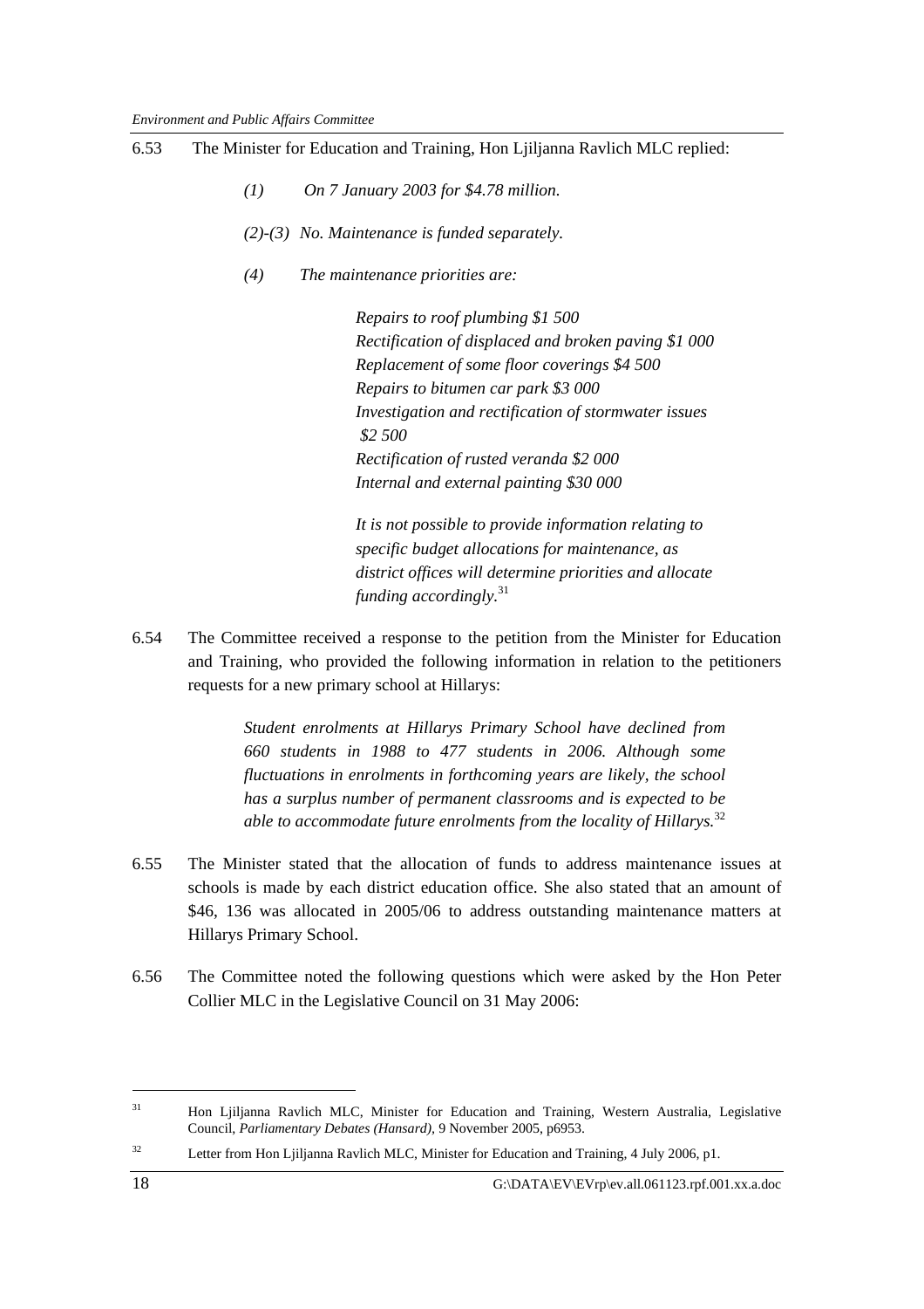6.53 The Minister for Education and Training, Hon Ljiljanna Ravlich MLC replied:

> *(1) On 7 January 2003 for $4.78 million.*
>
> *(2)-(3) No. Maintenance is funded separately.*
>
> *(4) The maintenance priorities are:*
>
> *Repairs to roof plumbing $1 500*
> *Rectification of displaced and broken paving $1 000*
> *Replacement of some floor coverings $4 500*
> *Repairs to bitumen car park $3 000*
> *Investigation and rectification of stormwater issues $2 500*
> *Rectification of rusted veranda $2 000*
> *Internal and external painting $30 000*
>
> *It is not possible to provide information relating to specific budget allocations for maintenance, as district offices will determine priorities and allocate funding accordingly.*[31]

6.54 The Committee received a response to the petition from the Minister for Education and Training, who provided the following information in relation to the petitioners requests for a new primary school at Hillarys:

> *Student enrolments at Hillarys Primary School have declined from 660 students in 1988 to 477 students in 2006. Although some fluctuations in enrolments in forthcoming years are likely, the school has a surplus number of permanent classrooms and is expected to be able to accommodate future enrolments from the locality of Hillarys.*[32]

6.55 The Minister stated that the allocation of funds to address maintenance issues at schools is made by each district education office. She also stated that an amount of $46, 136 was allocated in 2005/06 to address outstanding maintenance matters at Hillarys Primary School.

6.56 The Committee noted the following questions which were asked by the Hon Peter Collier MLC in the Legislative Council on 31 May 2006:

---

[31] Hon Ljiljanna Ravlich MLC, Minister for Education and Training, Western Australia, Legislative Council, *Parliamentary Debates (Hansard)*, 9 November 2005, p6953.

[32] Letter from Hon Ljiljanna Ravlich MLC, Minister for Education and Training, 4 July 2006, p1.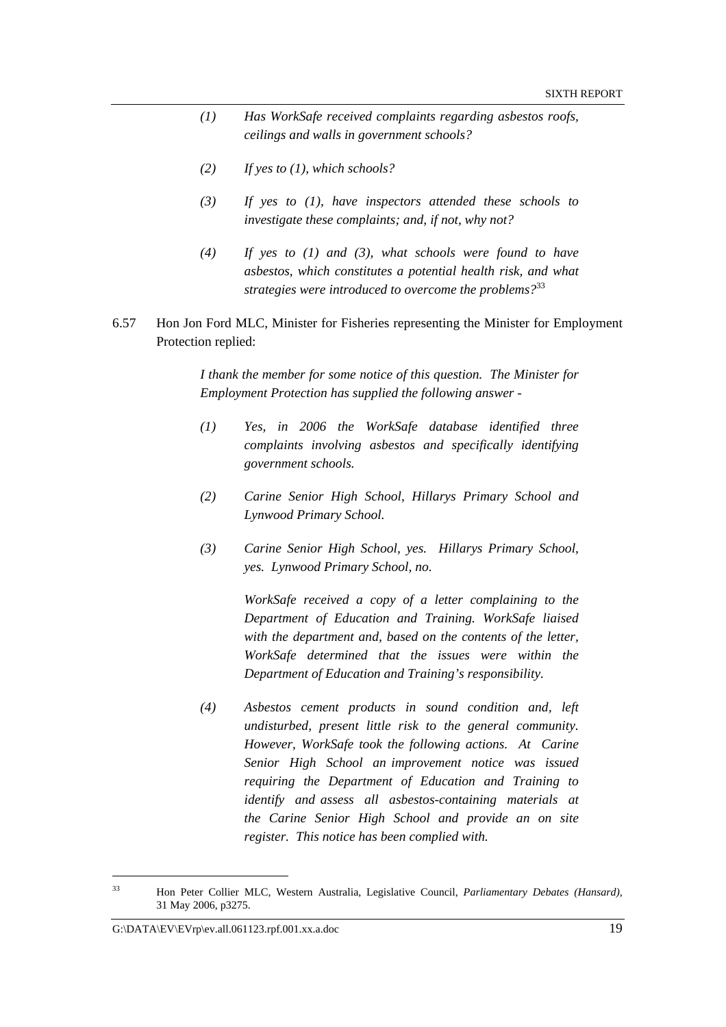> *(1) Has WorkSafe received complaints regarding asbestos roofs, ceilings and walls in government schools?*
>
> *(2) If yes to (1), which schools?*
>
> *(3) If yes to (1), have inspectors attended these schools to investigate these complaints; and, if not, why not?*
>
> *(4) If yes to (1) and (3), what schools were found to have asbestos, which constitutes a potential health risk, and what strategies were introduced to overcome the problems?*[33]

6.57 Hon Jon Ford MLC, Minister for Fisheries representing the Minister for Employment Protection replied:

> *I thank the member for some notice of this question. The Minister for Employment Protection has supplied the following answer -*
>
> *(1) Yes, in 2006 the WorkSafe database identified three complaints involving asbestos and specifically identifying government schools.*
>
> *(2) Carine Senior High School, Hillarys Primary School and Lynwood Primary School.*
>
> *(3) Carine Senior High School, yes. Hillarys Primary School, yes. Lynwood Primary School, no.*
>
> *WorkSafe received a copy of a letter complaining to the Department of Education and Training. WorkSafe liaised with the department and, based on the contents of the letter, WorkSafe determined that the issues were within the Department of Education and Training's responsibility.*
>
> *(4) Asbestos cement products in sound condition and, left undisturbed, present little risk to the general community. However, WorkSafe took the following actions. At Carine Senior High School an improvement notice was issued requiring the Department of Education and Training to identify and assess all asbestos-containing materials at the Carine Senior High School and provide an on site register. This notice has been complied with.*

---

[33] Hon Peter Collier MLC, Western Australia, Legislative Council, *Parliamentary Debates (Hansard)*, 31 May 2006, p3275.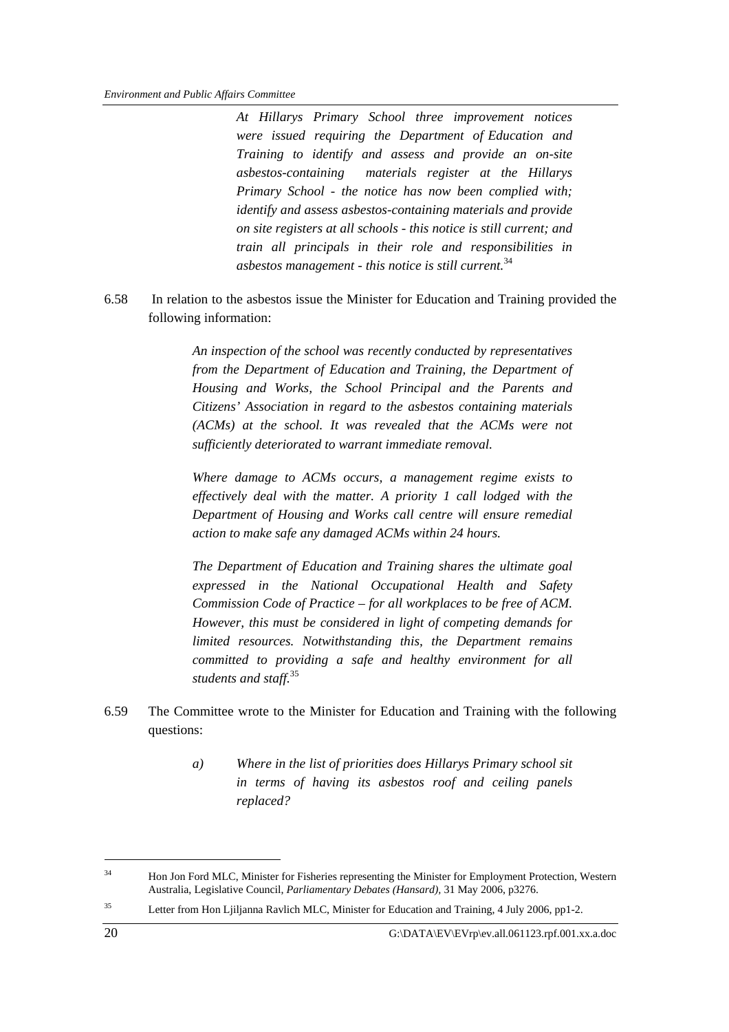> *At Hillarys Primary School three improvement notices were issued requiring the Department of Education and Training to identify and assess and provide an on-site asbestos-containing materials register at the Hillarys Primary School - the notice has now been complied with; identify and assess asbestos-containing materials and provide on site registers at all schools - this notice is still current; and train all principals in their role and responsibilities in asbestos management - this notice is still current.*[34]

6.58 In relation to the asbestos issue the Minister for Education and Training provided the following information:

> *An inspection of the school was recently conducted by representatives from the Department of Education and Training, the Department of Housing and Works, the School Principal and the Parents and Citizens' Association in regard to the asbestos containing materials (ACMs) at the school. It was revealed that the ACMs were not sufficiently deteriorated to warrant immediate removal.*
>
> *Where damage to ACMs occurs, a management regime exists to effectively deal with the matter. A priority 1 call lodged with the Department of Housing and Works call centre will ensure remedial action to make safe any damaged ACMs within 24 hours.*
>
> *The Department of Education and Training shares the ultimate goal expressed in the National Occupational Health and Safety Commission Code of Practice – for all workplaces to be free of ACM. However, this must be considered in light of competing demands for limited resources. Notwithstanding this, the Department remains committed to providing a safe and healthy environment for all students and staff.*[35]

6.59 The Committee wrote to the Minister for Education and Training with the following questions:

> a) *Where in the list of priorities does Hillarys Primary school sit in terms of having its asbestos roof and ceiling panels replaced?*

---

[34] Hon Jon Ford MLC, Minister for Fisheries representing the Minister for Employment Protection, Western Australia, Legislative Council, *Parliamentary Debates (Hansard)*, 31 May 2006, p3276.

[35] Letter from Hon Ljiljanna Ravlich MLC, Minister for Education and Training, 4 July 2006, pp1-2.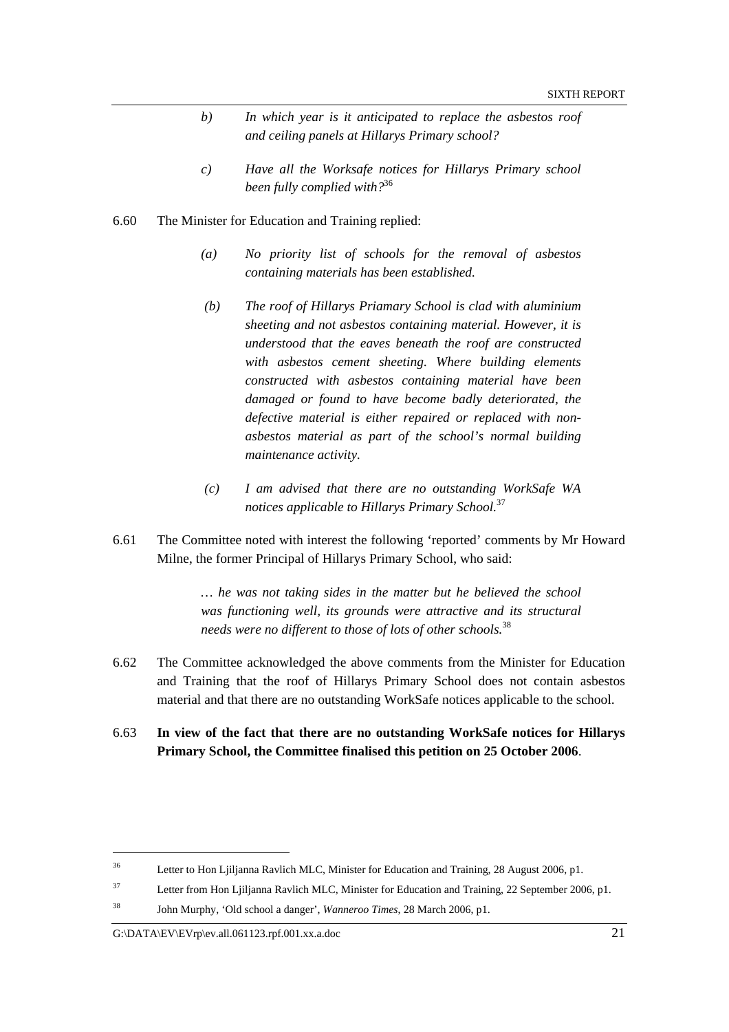> *b)* *In which year is it anticipated to replace the asbestos roof and ceiling panels at Hillarys Primary school?*
>
> *c)* *Have all the Worksafe notices for Hillarys Primary school been fully complied with?*[36]

6.60 The Minister for Education and Training replied:

> *(a)* *No priority list of schools for the removal of asbestos containing materials has been established.*
>
> *(b)* *The roof of Hillarys Priamary School is clad with aluminium sheeting and not asbestos containing material. However, it is understood that the eaves beneath the roof are constructed with asbestos cement sheeting. Where building elements constructed with asbestos containing material have been damaged or found to have become badly deteriorated, the defective material is either repaired or replaced with non-asbestos material as part of the school's normal building maintenance activity.*
>
> *(c)* *I am advised that there are no outstanding WorkSafe WA notices applicable to Hillarys Primary School.*[37]

6.61 The Committee noted with interest the following 'reported' comments by Mr Howard Milne, the former Principal of Hillarys Primary School, who said:

> *… he was not taking sides in the matter but he believed the school was functioning well, its grounds were attractive and its structural needs were no different to those of lots of other schools.*[38]

6.62 The Committee acknowledged the above comments from the Minister for Education and Training that the roof of Hillarys Primary School does not contain asbestos material and that there are no outstanding WorkSafe notices applicable to the school.

6.63 **In view of the fact that there are no outstanding WorkSafe notices for Hillarys Primary School, the Committee finalised this petition on 25 October 2006**.

---

[36] Letter to Hon Ljiljanna Ravlich MLC, Minister for Education and Training, 28 August 2006, p1.

[37] Letter from Hon Ljiljanna Ravlich MLC, Minister for Education and Training, 22 September 2006, p1.

[38] John Murphy, 'Old school a danger', *Wanneroo Times*, 28 March 2006, p1.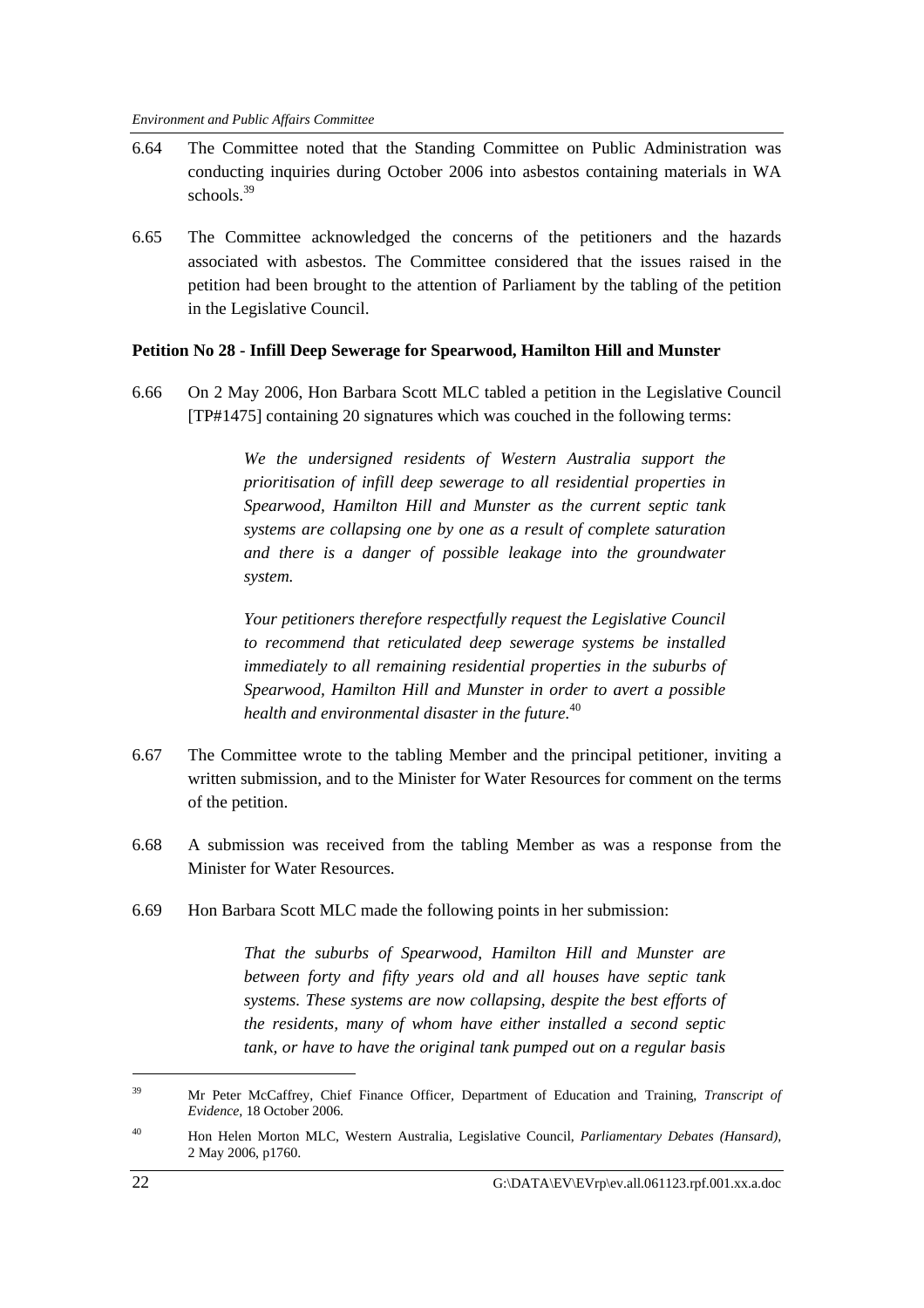6.64 The Committee noted that the Standing Committee on Public Administration was conducting inquiries during October 2006 into asbestos containing materials in WA schools.[39]

6.65 The Committee acknowledged the concerns of the petitioners and the hazards associated with asbestos. The Committee considered that the issues raised in the petition had been brought to the attention of Parliament by the tabling of the petition in the Legislative Council.

**Petition No 28 - Infill Deep Sewerage for Spearwood, Hamilton Hill and Munster**

6.66 On 2 May 2006, Hon Barbara Scott MLC tabled a petition in the Legislative Council [TP#1475] containing 20 signatures which was couched in the following terms:

> *We the undersigned residents of Western Australia support the prioritisation of infill deep sewerage to all residential properties in Spearwood, Hamilton Hill and Munster as the current septic tank systems are collapsing one by one as a result of complete saturation and there is a danger of possible leakage into the groundwater system.*
>
> *Your petitioners therefore respectfully request the Legislative Council to recommend that reticulated deep sewerage systems be installed immediately to all remaining residential properties in the suburbs of Spearwood, Hamilton Hill and Munster in order to avert a possible health and environmental disaster in the future.*[40]

6.67 The Committee wrote to the tabling Member and the principal petitioner, inviting a written submission, and to the Minister for Water Resources for comment on the terms of the petition.

6.68 A submission was received from the tabling Member as was a response from the Minister for Water Resources.

6.69 Hon Barbara Scott MLC made the following points in her submission:

> *That the suburbs of Spearwood, Hamilton Hill and Munster are between forty and fifty years old and all houses have septic tank systems. These systems are now collapsing, despite the best efforts of the residents, many of whom have either installed a second septic tank, or have to have the original tank pumped out on a regular basis*

---

[39] Mr Peter McCaffrey, Chief Finance Officer, Department of Education and Training, *Transcript of Evidence*, 18 October 2006.

[40] Hon Helen Morton MLC, Western Australia, Legislative Council, *Parliamentary Debates (Hansard)*, 2 May 2006, p1760.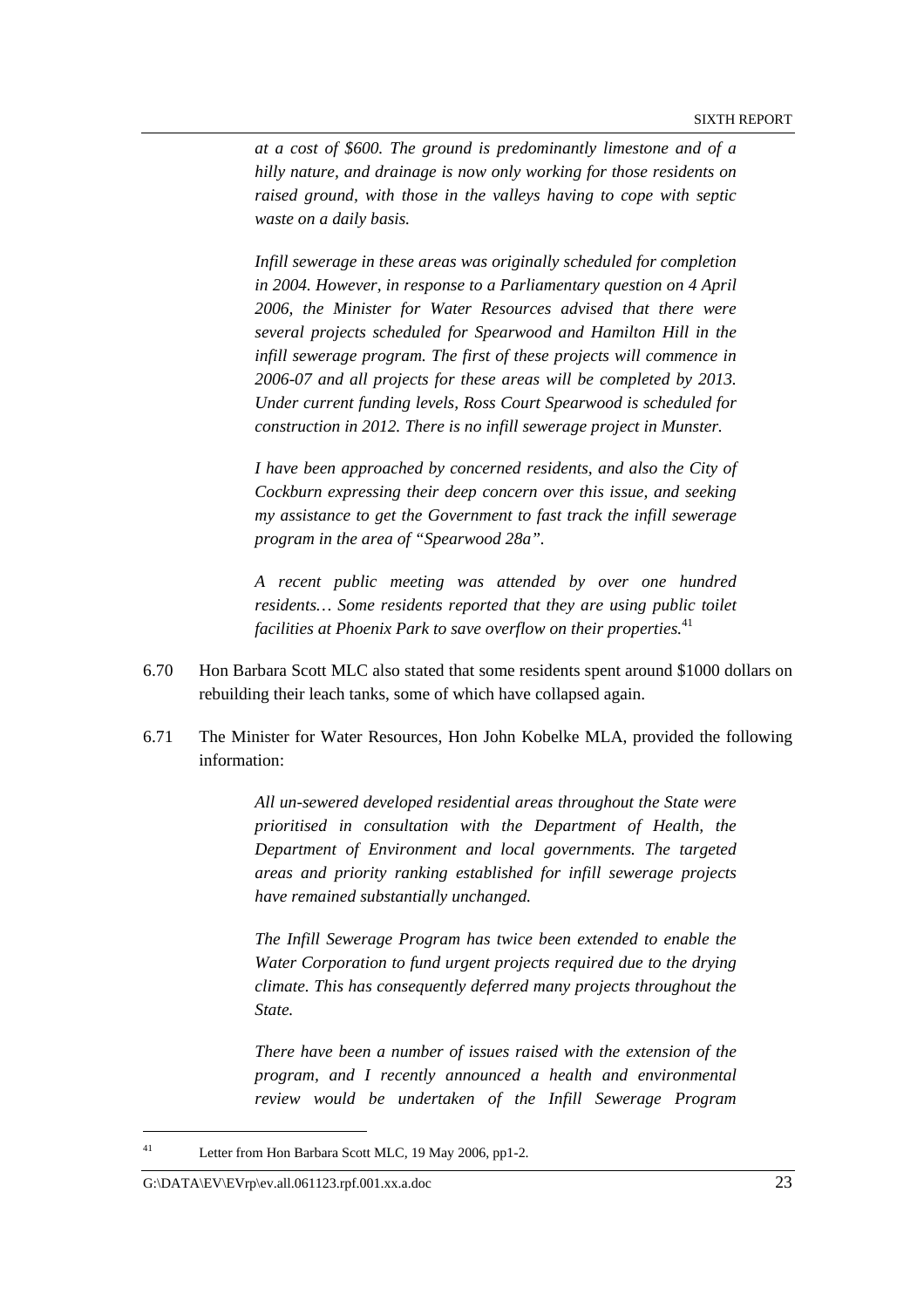*at a cost of $600. The ground is predominantly limestone and of a hilly nature, and drainage is now only working for those residents on raised ground, with those in the valleys having to cope with septic waste on a daily basis.*

*Infill sewerage in these areas was originally scheduled for completion in 2004. However, in response to a Parliamentary question on 4 April 2006, the Minister for Water Resources advised that there were several projects scheduled for Spearwood and Hamilton Hill in the infill sewerage program. The first of these projects will commence in 2006-07 and all projects for these areas will be completed by 2013. Under current funding levels, Ross Court Spearwood is scheduled for construction in 2012. There is no infill sewerage project in Munster.*

*I have been approached by concerned residents, and also the City of Cockburn expressing their deep concern over this issue, and seeking my assistance to get the Government to fast track the infill sewerage program in the area of "Spearwood 28a".*

*A recent public meeting was attended by over one hundred residents… Some residents reported that they are using public toilet facilities at Phoenix Park to save overflow on their properties.*[41]

6.70 Hon Barbara Scott MLC also stated that some residents spent around $1000 dollars on rebuilding their leach tanks, some of which have collapsed again.

6.71 The Minister for Water Resources, Hon John Kobelke MLA, provided the following information:

*All un-sewered developed residential areas throughout the State were prioritised in consultation with the Department of Health, the Department of Environment and local governments. The targeted areas and priority ranking established for infill sewerage projects have remained substantially unchanged.*

*The Infill Sewerage Program has twice been extended to enable the Water Corporation to fund urgent projects required due to the drying climate. This has consequently deferred many projects throughout the State.*

*There have been a number of issues raised with the extension of the program, and I recently announced a health and environmental review would be undertaken of the Infill Sewerage Program*

---

[41] Letter from Hon Barbara Scott MLC, 19 May 2006, pp1-2.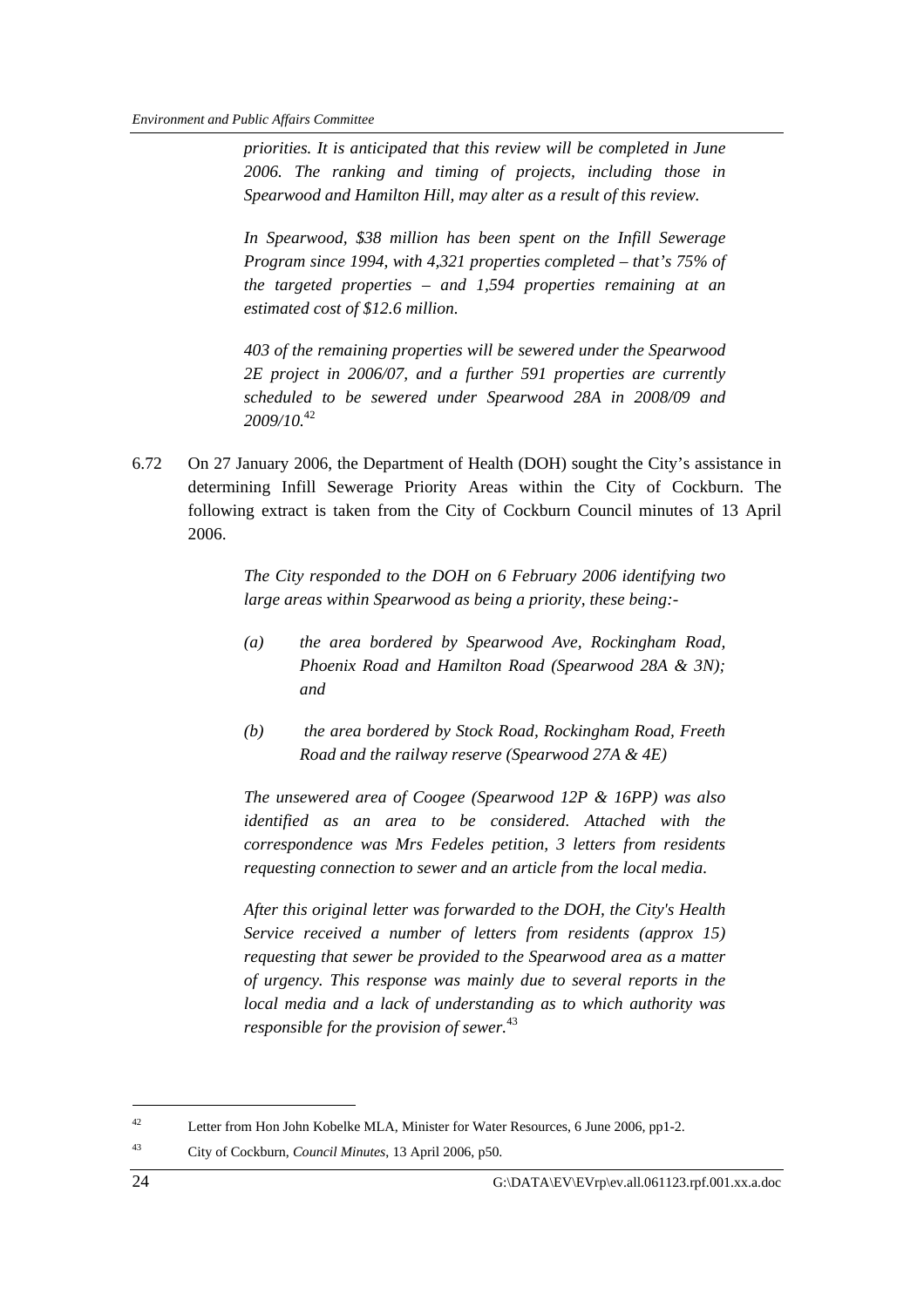*priorities. It is anticipated that this review will be completed in June 2006. The ranking and timing of projects, including those in Spearwood and Hamilton Hill, may alter as a result of this review.*

*In Spearwood, $38 million has been spent on the Infill Sewerage Program since 1994, with 4,321 properties completed – that's 75% of the targeted properties – and 1,594 properties remaining at an estimated cost of $12.6 million.*

*403 of the remaining properties will be sewered under the Spearwood 2E project in 2006/07, and a further 591 properties are currently scheduled to be sewered under Spearwood 28A in 2008/09 and 2009/10.*[42]

6.72 On 27 January 2006, the Department of Health (DOH) sought the City's assistance in determining Infill Sewerage Priority Areas within the City of Cockburn. The following extract is taken from the City of Cockburn Council minutes of 13 April 2006.

*The City responded to the DOH on 6 February 2006 identifying two large areas within Spearwood as being a priority, these being:-*

*(a) the area bordered by Spearwood Ave, Rockingham Road, Phoenix Road and Hamilton Road (Spearwood 28A & 3N); and*

*(b) the area bordered by Stock Road, Rockingham Road, Freeth Road and the railway reserve (Spearwood 27A & 4E)*

*The unsewered area of Coogee (Spearwood 12P & 16PP) was also identified as an area to be considered. Attached with the correspondence was Mrs Fedeles petition, 3 letters from residents requesting connection to sewer and an article from the local media.*

*After this original letter was forwarded to the DOH, the City's Health Service received a number of letters from residents (approx 15) requesting that sewer be provided to the Spearwood area as a matter of urgency. This response was mainly due to several reports in the local media and a lack of understanding as to which authority was responsible for the provision of sewer.*[43]

---

[42] Letter from Hon John Kobelke MLA, Minister for Water Resources, 6 June 2006, pp1-2.

[43] City of Cockburn, *Council Minutes*, 13 April 2006, p50.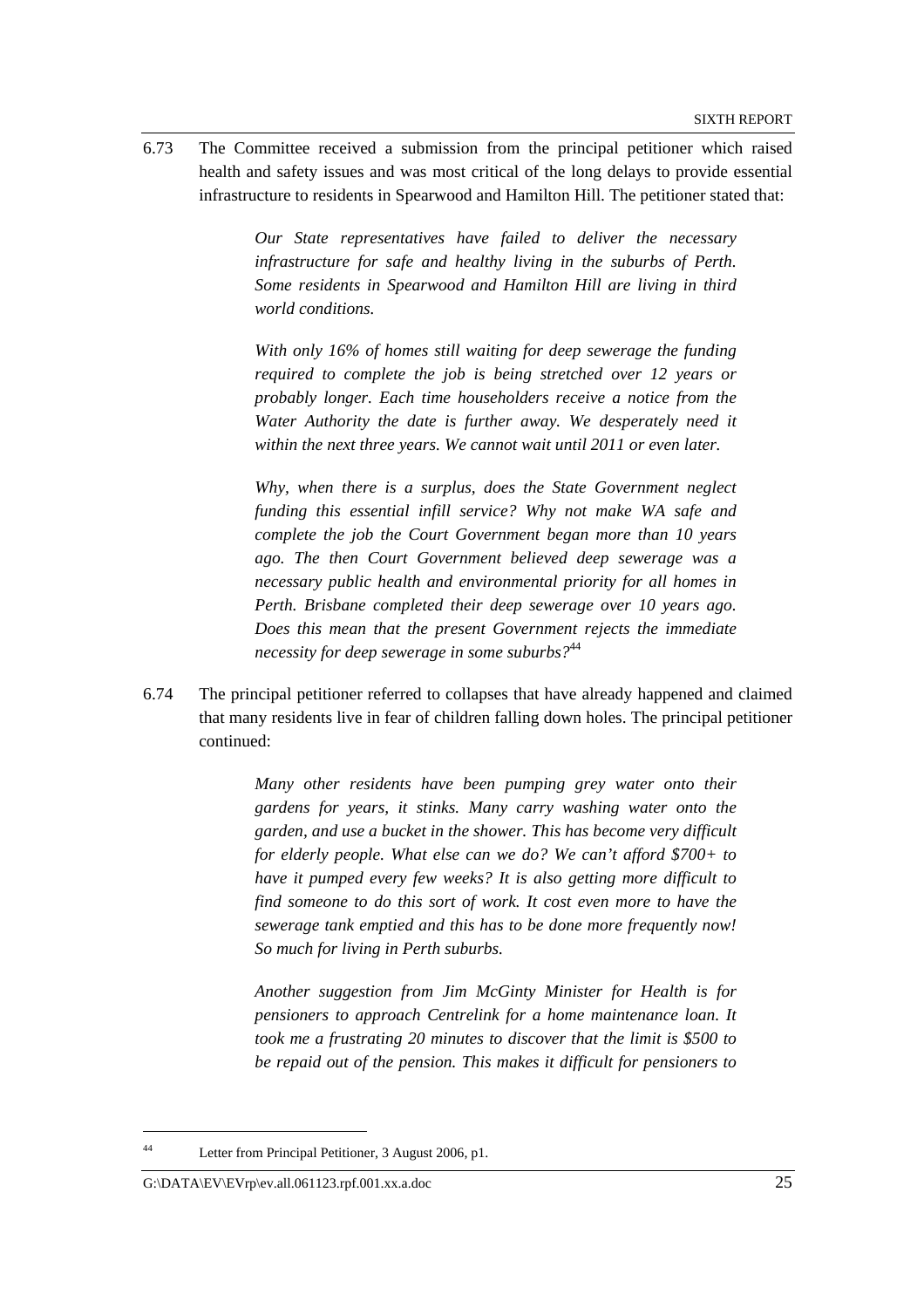6.73 The Committee received a submission from the principal petitioner which raised health and safety issues and was most critical of the long delays to provide essential infrastructure to residents in Spearwood and Hamilton Hill. The petitioner stated that:

> *Our State representatives have failed to deliver the necessary infrastructure for safe and healthy living in the suburbs of Perth. Some residents in Spearwood and Hamilton Hill are living in third world conditions.*
>
> *With only 16% of homes still waiting for deep sewerage the funding required to complete the job is being stretched over 12 years or probably longer. Each time householders receive a notice from the Water Authority the date is further away. We desperately need it within the next three years. We cannot wait until 2011 or even later.*
>
> *Why, when there is a surplus, does the State Government neglect funding this essential infill service? Why not make WA safe and complete the job the Court Government began more than 10 years ago. The then Court Government believed deep sewerage was a necessary public health and environmental priority for all homes in Perth. Brisbane completed their deep sewerage over 10 years ago. Does this mean that the present Government rejects the immediate necessity for deep sewerage in some suburbs?*[44]

6.74 The principal petitioner referred to collapses that have already happened and claimed that many residents live in fear of children falling down holes. The principal petitioner continued:

> *Many other residents have been pumping grey water onto their gardens for years, it stinks. Many carry washing water onto the garden, and use a bucket in the shower. This has become very difficult for elderly people. What else can we do? We can't afford $700+ to have it pumped every few weeks? It is also getting more difficult to find someone to do this sort of work. It cost even more to have the sewerage tank emptied and this has to be done more frequently now! So much for living in Perth suburbs.*
>
> *Another suggestion from Jim McGinty Minister for Health is for pensioners to approach Centrelink for a home maintenance loan. It took me a frustrating 20 minutes to discover that the limit is $500 to be repaid out of the pension. This makes it difficult for pensioners to*

---

[44] Letter from Principal Petitioner, 3 August 2006, p1.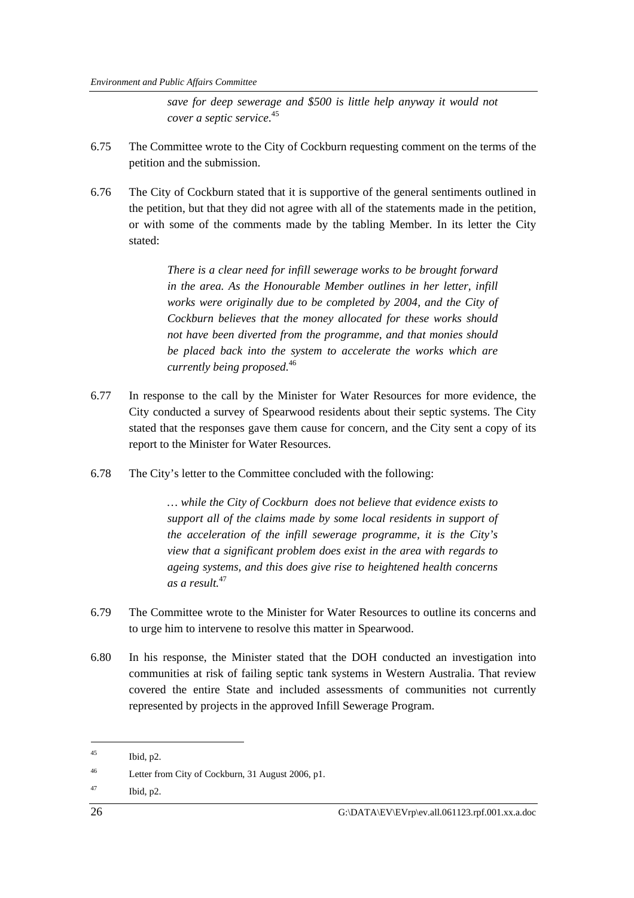> *save for deep sewerage and $500 is little help anyway it would not cover a septic service.*[45]

6.75 The Committee wrote to the City of Cockburn requesting comment on the terms of the petition and the submission.

6.76 The City of Cockburn stated that it is supportive of the general sentiments outlined in the petition, but that they did not agree with all of the statements made in the petition, or with some of the comments made by the tabling Member. In its letter the City stated:

> *There is a clear need for infill sewerage works to be brought forward in the area. As the Honourable Member outlines in her letter, infill works were originally due to be completed by 2004, and the City of Cockburn believes that the money allocated for these works should not have been diverted from the programme, and that monies should be placed back into the system to accelerate the works which are currently being proposed.*[46]

6.77 In response to the call by the Minister for Water Resources for more evidence, the City conducted a survey of Spearwood residents about their septic systems. The City stated that the responses gave them cause for concern, and the City sent a copy of its report to the Minister for Water Resources.

6.78 The City's letter to the Committee concluded with the following:

> *… while the City of Cockburn does not believe that evidence exists to support all of the claims made by some local residents in support of the acceleration of the infill sewerage programme, it is the City's view that a significant problem does exist in the area with regards to ageing systems, and this does give rise to heightened health concerns as a result.*[47]

6.79 The Committee wrote to the Minister for Water Resources to outline its concerns and to urge him to intervene to resolve this matter in Spearwood.

6.80 In his response, the Minister stated that the DOH conducted an investigation into communities at risk of failing septic tank systems in Western Australia. That review covered the entire State and included assessments of communities not currently represented by projects in the approved Infill Sewerage Program.

---

[45] Ibid, p2.

[46] Letter from City of Cockburn, 31 August 2006, p1.

[47] Ibid, p2.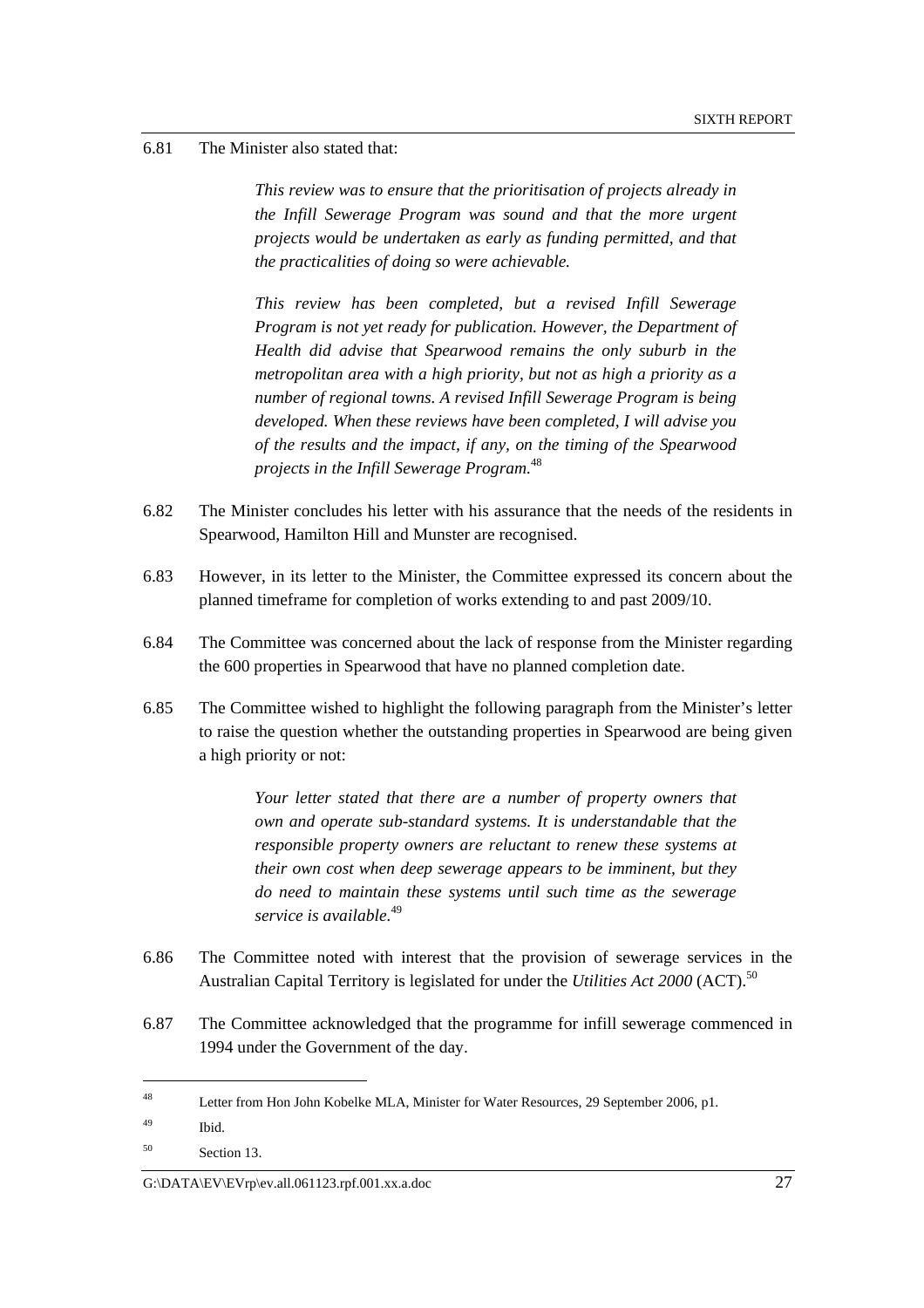6.81 The Minister also stated that:

> *This review was to ensure that the prioritisation of projects already in the Infill Sewerage Program was sound and that the more urgent projects would be undertaken as early as funding permitted, and that the practicalities of doing so were achievable.*
>
> *This review has been completed, but a revised Infill Sewerage Program is not yet ready for publication. However, the Department of Health did advise that Spearwood remains the only suburb in the metropolitan area with a high priority, but not as high a priority as a number of regional towns. A revised Infill Sewerage Program is being developed. When these reviews have been completed, I will advise you of the results and the impact, if any, on the timing of the Spearwood projects in the Infill Sewerage Program.*[48]

6.82 The Minister concludes his letter with his assurance that the needs of the residents in Spearwood, Hamilton Hill and Munster are recognised.

6.83 However, in its letter to the Minister, the Committee expressed its concern about the planned timeframe for completion of works extending to and past 2009/10.

6.84 The Committee was concerned about the lack of response from the Minister regarding the 600 properties in Spearwood that have no planned completion date.

6.85 The Committee wished to highlight the following paragraph from the Minister's letter to raise the question whether the outstanding properties in Spearwood are being given a high priority or not:

> *Your letter stated that there are a number of property owners that own and operate sub-standard systems. It is understandable that the responsible property owners are reluctant to renew these systems at their own cost when deep sewerage appears to be imminent, but they do need to maintain these systems until such time as the sewerage service is available.*[49]

6.86 The Committee noted with interest that the provision of sewerage services in the Australian Capital Territory is legislated for under the *Utilities Act 2000* (ACT).[50]

6.87 The Committee acknowledged that the programme for infill sewerage commenced in 1994 under the Government of the day.

---

[48] Letter from Hon John Kobelke MLA, Minister for Water Resources, 29 September 2006, p1.

[49] Ibid.

[50] Section 13.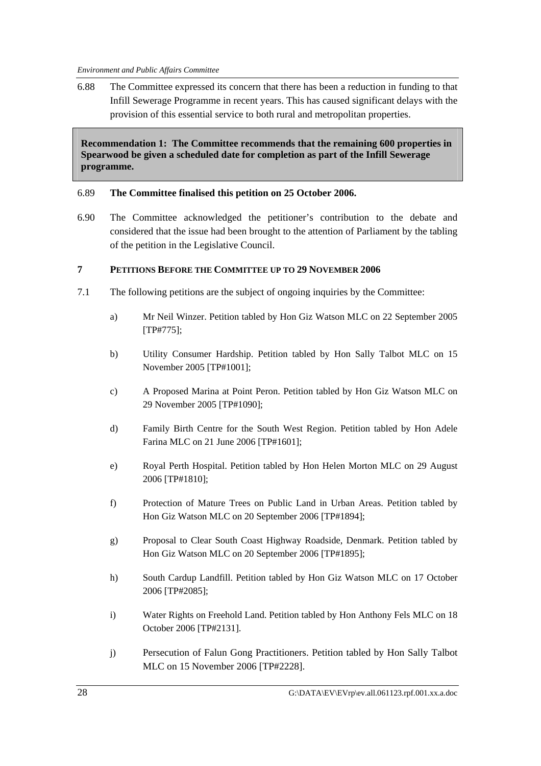6.88 The Committee expressed its concern that there has been a reduction in funding to that Infill Sewerage Programme in recent years. This has caused significant delays with the provision of this essential service to both rural and metropolitan properties.

**Recommendation 1: The Committee recommends that the remaining 600 properties in Spearwood be given a scheduled date for completion as part of the Infill Sewerage programme.**

6.89 **The Committee finalised this petition on 25 October 2006.**

6.90 The Committee acknowledged the petitioner's contribution to the debate and considered that the issue had been brought to the attention of Parliament by the tabling of the petition in the Legislative Council.

## 7 PETITIONS BEFORE THE COMMITTEE UP TO 29 NOVEMBER 2006

7.1 The following petitions are the subject of ongoing inquiries by the Committee:

a) Mr Neil Winzer. Petition tabled by Hon Giz Watson MLC on 22 September 2005 [TP#775];

b) Utility Consumer Hardship. Petition tabled by Hon Sally Talbot MLC on 15 November 2005 [TP#1001];

c) A Proposed Marina at Point Peron. Petition tabled by Hon Giz Watson MLC on 29 November 2005 [TP#1090];

d) Family Birth Centre for the South West Region. Petition tabled by Hon Adele Farina MLC on 21 June 2006 [TP#1601];

e) Royal Perth Hospital. Petition tabled by Hon Helen Morton MLC on 29 August 2006 [TP#1810];

f) Protection of Mature Trees on Public Land in Urban Areas. Petition tabled by Hon Giz Watson MLC on 20 September 2006 [TP#1894];

g) Proposal to Clear South Coast Highway Roadside, Denmark. Petition tabled by Hon Giz Watson MLC on 20 September 2006 [TP#1895];

h) South Cardup Landfill. Petition tabled by Hon Giz Watson MLC on 17 October 2006 [TP#2085];

i) Water Rights on Freehold Land. Petition tabled by Hon Anthony Fels MLC on 18 October 2006 [TP#2131].

j) Persecution of Falun Gong Practitioners. Petition tabled by Hon Sally Talbot MLC on 15 November 2006 [TP#2228].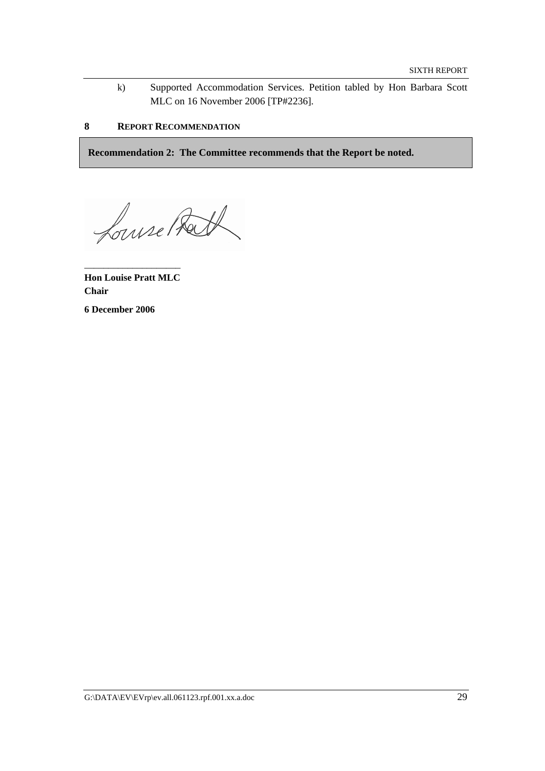k) Supported Accommodation Services. Petition tabled by Hon Barbara Scott MLC on 16 November 2006 [TP#2236].

## 8 REPORT RECOMMENDATION

**Recommendation 2: The Committee recommends that the Report be noted.**

\_\_\_\_\_\_\_\_\_\_\_\_\_\_\_\_\_\_\_\_

**Hon Louise Pratt MLC**
**Chair**

**6 December 2006**

G:\DATA\EV\EVrp\ev.all.061123.rpf.001.xx.a.doc